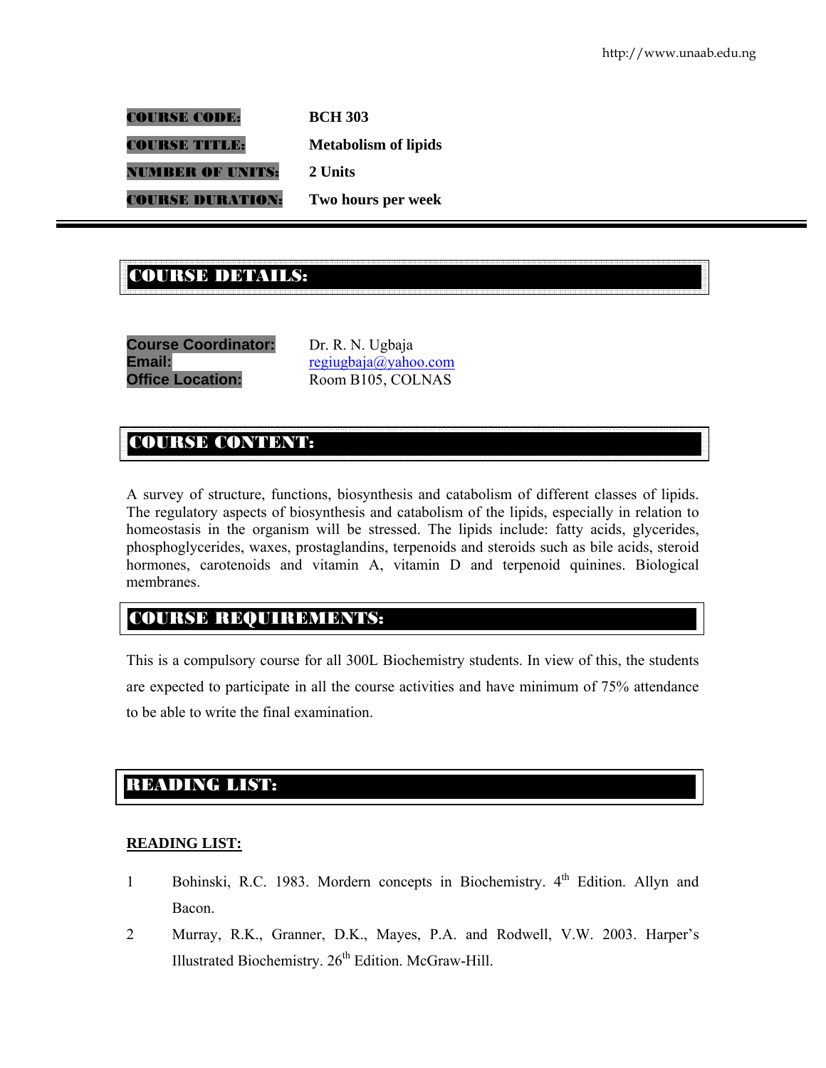**COURSE CODE:** BCH 303

**COURSE TITLE:** Metabolism of lipids

**NUMBER OF UNITS:** 2 Units

**COURSE DURATION:** Two hours per week

---

## COURSE DETAILS:

**Course Coordinator:** Dr. R. N. Ugbaja
**Email:** regiugbaja@yahoo.com
**Office Location:** Room B105, COLNAS

## COURSE CONTENT:

A survey of structure, functions, biosynthesis and catabolism of different classes of lipids. The regulatory aspects of biosynthesis and catabolism of the lipids, especially in relation to homeostasis in the organism will be stressed. The lipids include: fatty acids, glycerides, phosphoglycerides, waxes, prostaglandins, terpenoids and steroids such as bile acids, steroid hormones, carotenoids and vitamin A, vitamin D and terpenoid quinines. Biological membranes.

## COURSE REQUIREMENTS:

This is a compulsory course for all 300L Biochemistry students. In view of this, the students are expected to participate in all the course activities and have minimum of 75% attendance to be able to write the final examination.

## READING LIST:

**READING LIST:**

1. Bohinski, R.C. 1983. Mordern concepts in Biochemistry. 4th Edition. Allyn and Bacon.
2. Murray, R.K., Granner, D.K., Mayes, P.A. and Rodwell, V.W. 2003. Harper's Illustrated Biochemistry. 26th Edition. McGraw-Hill.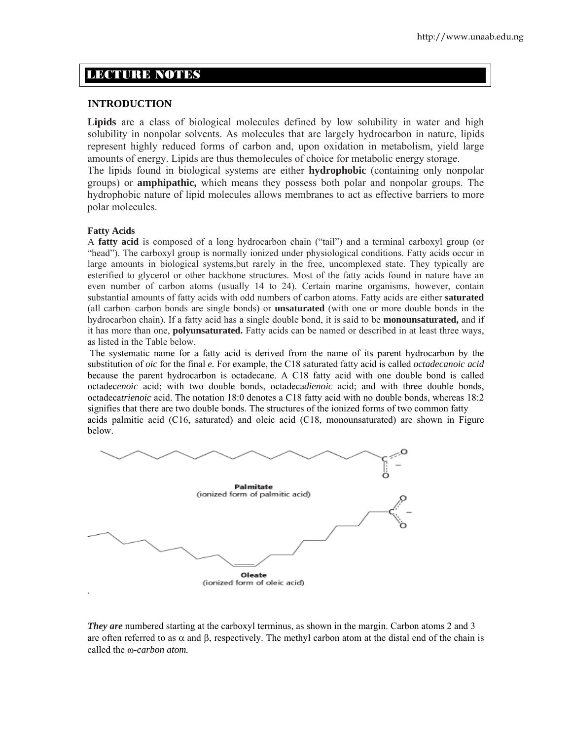# LECTURE NOTES

## INTRODUCTION

**Lipids** are a class of biological molecules defined by low solubility in water and high solubility in nonpolar solvents. As molecules that are largely hydrocarbon in nature, lipids represent highly reduced forms of carbon and, upon oxidation in metabolism, yield large amounts of energy. Lipids are thus themolecules of choice for metabolic energy storage.

The lipids found in biological systems are either **hydrophobic** (containing only nonpolar groups) or **amphipathic,** which means they possess both polar and nonpolar groups. The hydrophobic nature of lipid molecules allows membranes to act as effective barriers to more polar molecules.

### Fatty Acids

A **fatty acid** is composed of a long hydrocarbon chain ("tail") and a terminal carboxyl group (or "head"). The carboxyl group is normally ionized under physiological conditions. Fatty acids occur in large amounts in biological systems,but rarely in the free, uncomplexed state. They typically are esterified to glycerol or other backbone structures. Most of the fatty acids found in nature have an even number of carbon atoms (usually 14 to 24). Certain marine organisms, however, contain substantial amounts of fatty acids with odd numbers of carbon atoms. Fatty acids are either **saturated** (all carbon–carbon bonds are single bonds) or **unsaturated** (with one or more double bonds in the hydrocarbon chain). If a fatty acid has a single double bond, it is said to be **monounsaturated,** and if it has more than one, **polyunsaturated.** Fatty acids can be named or described in at least three ways, as listed in the Table below.

The systematic name for a fatty acid is derived from the name of its parent hydrocarbon by the substitution of *oic* for the final *e.* For example, the C18 saturated fatty acid is called *octadecanoic acid* because the parent hydrocarbon is octadecane. A C18 fatty acid with one double bond is called octadec*enoic* acid; with two double bonds, octadeca*dienoic* acid; and with three double bonds, octadeca*trienoic* acid. The notation 18:0 denotes a C18 fatty acid with no double bonds, whereas 18:2 signifies that there are two double bonds. The structures of the ionized forms of two common fatty acids palmitic acid (C16, saturated) and oleic acid (C18, monounsaturated) are shown in Figure below.

Palmitate
(ionized form of palmitic acid)

Oleate
(ionized form of oleic acid)

***They are*** numbered starting at the carboxyl terminus, as shown in the margin. Carbon atoms 2 and 3 are often referred to as $\alpha$ and $\beta$, respectively. The methyl carbon atom at the distal end of the chain is called the *$\omega$-carbon atom.*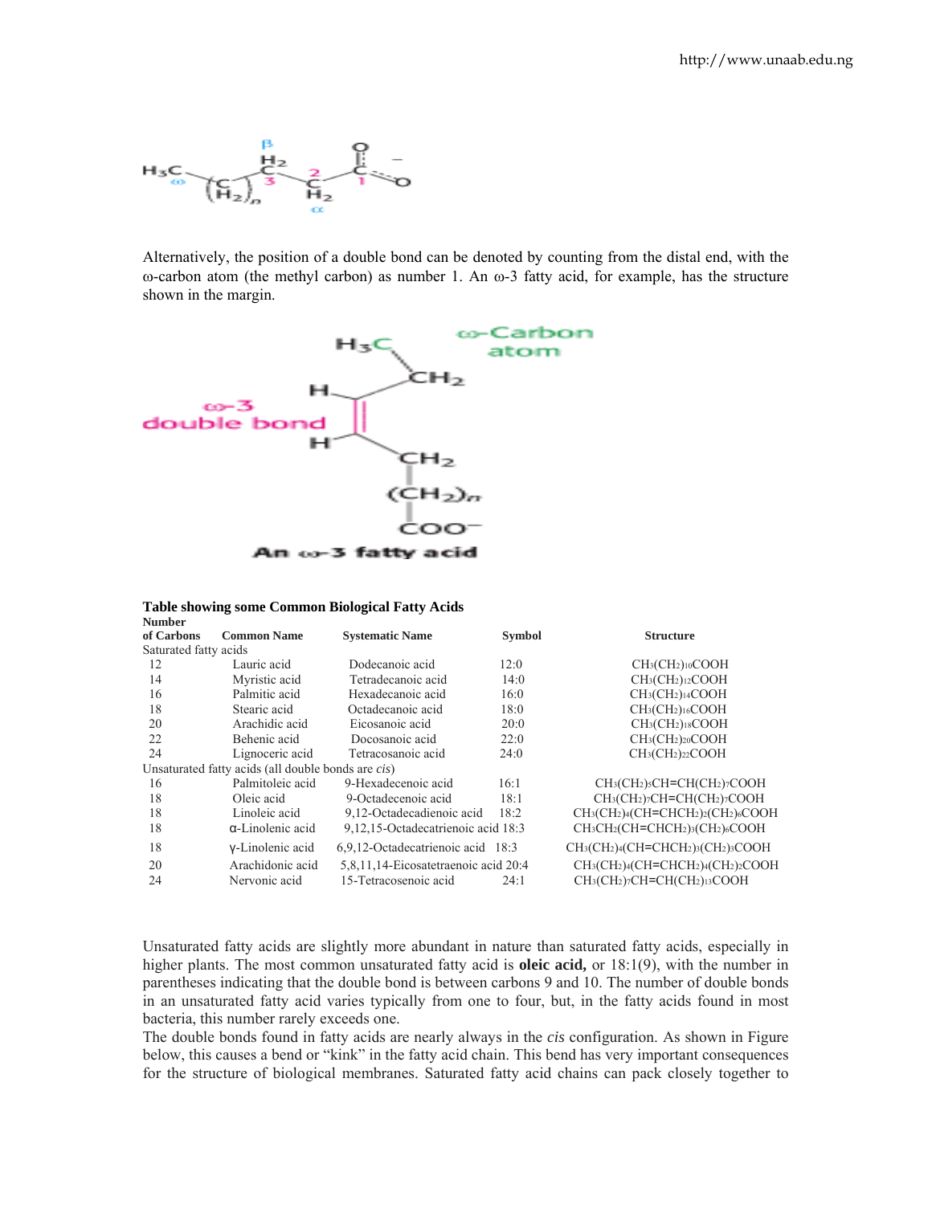Alternatively, the position of a double bond can be denoted by counting from the distal end, with the ω-carbon atom (the methyl carbon) as number 1. An ω-3 fatty acid, for example, has the structure shown in the margin.

**Table showing some Common Biological Fatty Acids**

| Number of Carbons | Common Name | Systematic Name | Symbol | Structure |
|---|---|---|---|---|
| Saturated fatty acids | | | | |
| 12 | Lauric acid | Dodecanoic acid | 12:0 | $CH_3(CH_2)_{10}COOH$ |
| 14 | Myristic acid | Tetradecanoic acid | 14:0 | $CH_3(CH_2)_{12}COOH$ |
| 16 | Palmitic acid | Hexadecanoic acid | 16:0 | $CH_3(CH_2)_{14}COOH$ |
| 18 | Stearic acid | Octadecanoic acid | 18:0 | $CH_3(CH_2)_{16}COOH$ |
| 20 | Arachidic acid | Eicosanoic acid | 20:0 | $CH_3(CH_2)_{18}COOH$ |
| 22 | Behenic acid | Docosanoic acid | 22:0 | $CH_3(CH_2)_{20}COOH$ |
| 24 | Lignoceric acid | Tetracosanoic acid | 24:0 | $CH_3(CH_2)_{22}COOH$ |
| Unsaturated fatty acids (all double bonds are *cis*) | | | | |
| 16 | Palmitoleic acid | 9-Hexadecenoic acid | 16:1 | $CH_3(CH_2)_5CH{=}CH(CH_2)_7COOH$ |
| 18 | Oleic acid | 9-Octadecenoic acid | 18:1 | $CH_3(CH_2)_7CH{=}CH(CH_2)_7COOH$ |
| 18 | Linoleic acid | 9,12-Octadecadienoic acid | 18:2 | $CH_3(CH_2)_4(CH{=}CHCH_2)_2(CH_2)_6COOH$ |
| 18 | α-Linolenic acid | 9,12,15-Octadecatrienoic acid | 18:3 | $CH_3CH_2(CH{=}CHCH_2)_3(CH_2)_6COOH$ |
| 18 | γ-Linolenic acid | 6,9,12-Octadecatrienoic acid | 18:3 | $CH_3(CH_2)_4(CH{=}CHCH_2)_3(CH_2)_3COOH$ |
| 20 | Arachidonic acid | 5,8,11,14-Eicosatetraenoic acid | 20:4 | $CH_3(CH_2)_4(CH{=}CHCH_2)_4(CH_2)_2COOH$ |
| 24 | Nervonic acid | 15-Tetracosenoic acid | 24:1 | $CH_3(CH_2)_7CH{=}CH(CH_2)_{13}COOH$ |

Unsaturated fatty acids are slightly more abundant in nature than saturated fatty acids, especially in higher plants. The most common unsaturated fatty acid is **oleic acid,** or 18:1(9), with the number in parentheses indicating that the double bond is between carbons 9 and 10. The number of double bonds in an unsaturated fatty acid varies typically from one to four, but, in the fatty acids found in most bacteria, this number rarely exceeds one.

The double bonds found in fatty acids are nearly always in the *cis* configuration. As shown in Figure below, this causes a bend or "kink" in the fatty acid chain. This bend has very important consequences for the structure of biological membranes. Saturated fatty acid chains can pack closely together to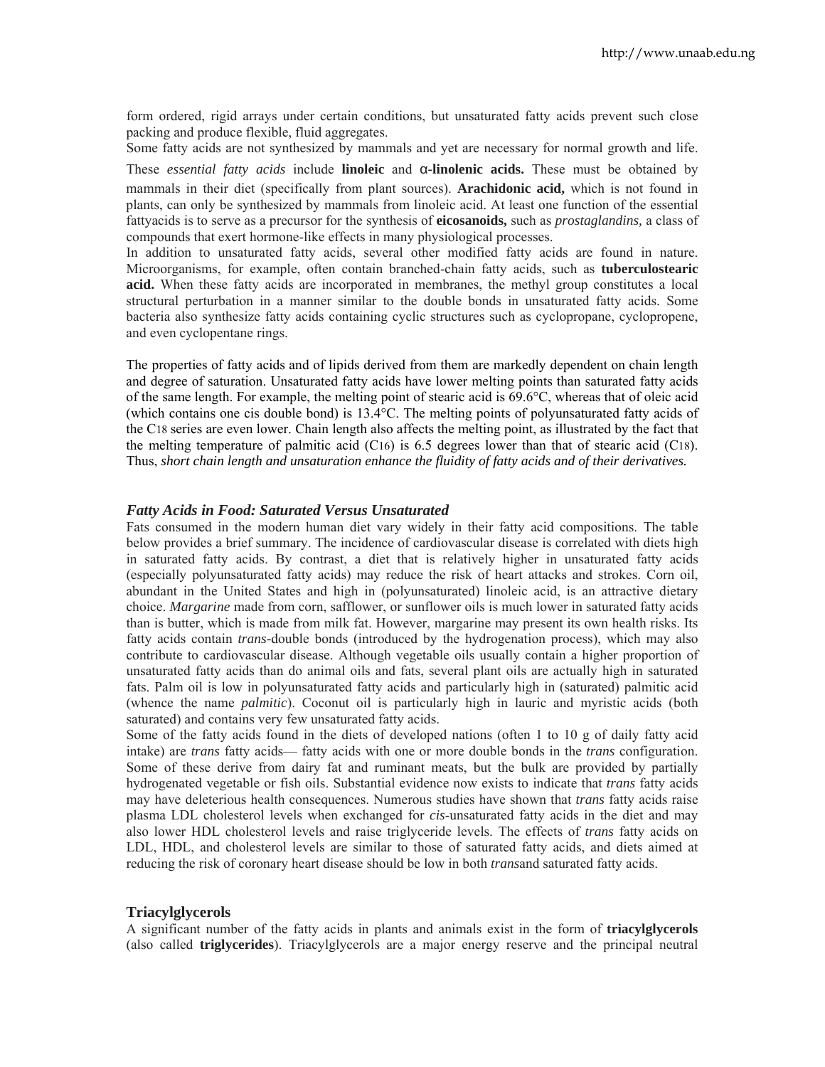form ordered, rigid arrays under certain conditions, but unsaturated fatty acids prevent such close packing and produce flexible, fluid aggregates.

Some fatty acids are not synthesized by mammals and yet are necessary for normal growth and life. These *essential fatty acids* include **linoleic** and **α-linolenic acids.** These must be obtained by mammals in their diet (specifically from plant sources). **Arachidonic acid,** which is not found in plants, can only be synthesized by mammals from linoleic acid. At least one function of the essential fattyacids is to serve as a precursor for the synthesis of **eicosanoids,** such as *prostaglandins,* a class of compounds that exert hormone-like effects in many physiological processes.

In addition to unsaturated fatty acids, several other modified fatty acids are found in nature. Microorganisms, for example, often contain branched-chain fatty acids, such as **tuberculostearic acid.** When these fatty acids are incorporated in membranes, the methyl group constitutes a local structural perturbation in a manner similar to the double bonds in unsaturated fatty acids. Some bacteria also synthesize fatty acids containing cyclic structures such as cyclopropane, cyclopropene, and even cyclopentane rings.

The properties of fatty acids and of lipids derived from them are markedly dependent on chain length and degree of saturation. Unsaturated fatty acids have lower melting points than saturated fatty acids of the same length. For example, the melting point of stearic acid is 69.6°C, whereas that of oleic acid (which contains one cis double bond) is 13.4°C. The melting points of polyunsaturated fatty acids of the $C_{18}$ series are even lower. Chain length also affects the melting point, as illustrated by the fact that the melting temperature of palmitic acid ($C_{16}$) is 6.5 degrees lower than that of stearic acid ($C_{18}$). Thus, *short chain length and unsaturation enhance the fluidity of fatty acids and of their derivatives.*

### *Fatty Acids in Food: Saturated Versus Unsaturated*

Fats consumed in the modern human diet vary widely in their fatty acid compositions. The table below provides a brief summary. The incidence of cardiovascular disease is correlated with diets high in saturated fatty acids. By contrast, a diet that is relatively higher in unsaturated fatty acids (especially polyunsaturated fatty acids) may reduce the risk of heart attacks and strokes. Corn oil, abundant in the United States and high in (polyunsaturated) linoleic acid, is an attractive dietary choice. *Margarine* made from corn, safflower, or sunflower oils is much lower in saturated fatty acids than is butter, which is made from milk fat. However, margarine may present its own health risks. Its fatty acids contain *trans*-double bonds (introduced by the hydrogenation process), which may also contribute to cardiovascular disease. Although vegetable oils usually contain a higher proportion of unsaturated fatty acids than do animal oils and fats, several plant oils are actually high in saturated fats. Palm oil is low in polyunsaturated fatty acids and particularly high in (saturated) palmitic acid (whence the name *palmitic*). Coconut oil is particularly high in lauric and myristic acids (both saturated) and contains very few unsaturated fatty acids.

Some of the fatty acids found in the diets of developed nations (often 1 to 10 g of daily fatty acid intake) are *trans* fatty acids— fatty acids with one or more double bonds in the *trans* configuration. Some of these derive from dairy fat and ruminant meats, but the bulk are provided by partially hydrogenated vegetable or fish oils. Substantial evidence now exists to indicate that *trans* fatty acids may have deleterious health consequences. Numerous studies have shown that *trans* fatty acids raise plasma LDL cholesterol levels when exchanged for *cis*-unsaturated fatty acids in the diet and may also lower HDL cholesterol levels and raise triglyceride levels. The effects of *trans* fatty acids on LDL, HDL, and cholesterol levels are similar to those of saturated fatty acids, and diets aimed at reducing the risk of coronary heart disease should be low in both *trans*and saturated fatty acids.

### Triacylglycerols

A significant number of the fatty acids in plants and animals exist in the form of **triacylglycerols** (also called **triglycerides**). Triacylglycerols are a major energy reserve and the principal neutral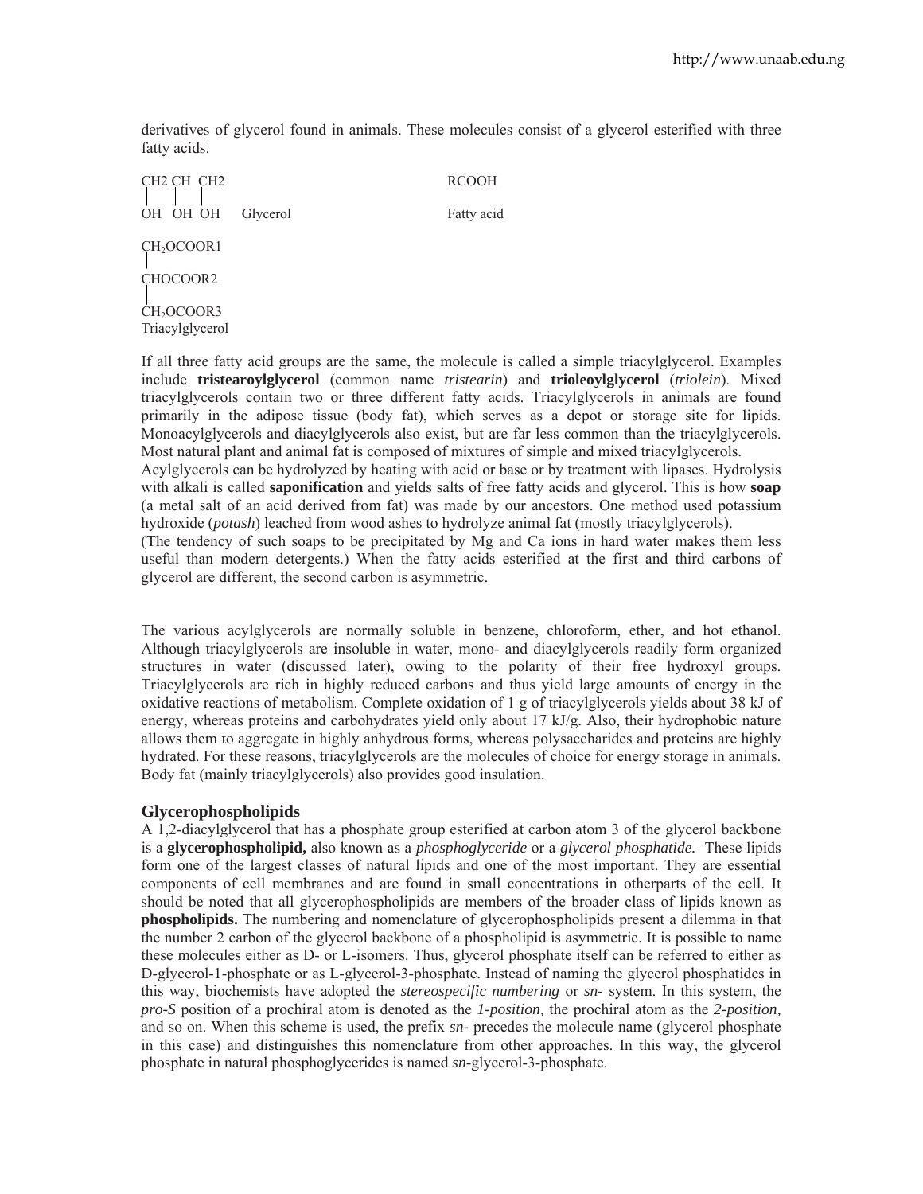derivatives of glycerol found in animals. These molecules consist of a glycerol esterified with three fatty acids.

```
CH2 CH  CH2                              RCOOH
 |   |   |
OH  OH  OH     Glycerol                  Fatty acid

CH2OCOOR1
 |
CHOCOOR2
 |
CH2OCOOR3
Triacylglycerol
```

If all three fatty acid groups are the same, the molecule is called a simple triacylglycerol. Examples include **tristearoylglycerol** (common name *tristearin*) and **trioleoylglycerol** (*triolein*). Mixed triacylglycerols contain two or three different fatty acids. Triacylglycerols in animals are found primarily in the adipose tissue (body fat), which serves as a depot or storage site for lipids. Monoacylglycerols and diacylglycerols also exist, but are far less common than the triacylglycerols. Most natural plant and animal fat is composed of mixtures of simple and mixed triacylglycerols.

Acylglycerols can be hydrolyzed by heating with acid or base or by treatment with lipases. Hydrolysis with alkali is called **saponification** and yields salts of free fatty acids and glycerol. This is how **soap** (a metal salt of an acid derived from fat) was made by our ancestors. One method used potassium hydroxide (*potash*) leached from wood ashes to hydrolyze animal fat (mostly triacylglycerols).

(The tendency of such soaps to be precipitated by Mg and Ca ions in hard water makes them less useful than modern detergents.) When the fatty acids esterified at the first and third carbons of glycerol are different, the second carbon is asymmetric.

The various acylglycerols are normally soluble in benzene, chloroform, ether, and hot ethanol. Although triacylglycerols are insoluble in water, mono- and diacylglycerols readily form organized structures in water (discussed later), owing to the polarity of their free hydroxyl groups. Triacylglycerols are rich in highly reduced carbons and thus yield large amounts of energy in the oxidative reactions of metabolism. Complete oxidation of 1 g of triacylglycerols yields about 38 kJ of energy, whereas proteins and carbohydrates yield only about 17 kJ/g. Also, their hydrophobic nature allows them to aggregate in highly anhydrous forms, whereas polysaccharides and proteins are highly hydrated. For these reasons, triacylglycerols are the molecules of choice for energy storage in animals. Body fat (mainly triacylglycerols) also provides good insulation.

### Glycerophospholipids

A 1,2-diacylglycerol that has a phosphate group esterified at carbon atom 3 of the glycerol backbone is a **glycerophospholipid,** also known as a *phosphoglyceride* or a *glycerol phosphatide.* These lipids form one of the largest classes of natural lipids and one of the most important. They are essential components of cell membranes and are found in small concentrations in otherparts of the cell. It should be noted that all glycerophospholipids are members of the broader class of lipids known as **phospholipids.** The numbering and nomenclature of glycerophospholipids present a dilemma in that the number 2 carbon of the glycerol backbone of a phospholipid is asymmetric. It is possible to name these molecules either as D- or L-isomers. Thus, glycerol phosphate itself can be referred to either as D-glycerol-1-phosphate or as L-glycerol-3-phosphate. Instead of naming the glycerol phosphatides in this way, biochemists have adopted the *stereospecific numbering* or *sn-* system. In this system, the *pro-S* position of a prochiral atom is denoted as the *1-position,* the prochiral atom as the *2-position,* and so on. When this scheme is used, the prefix *sn-* precedes the molecule name (glycerol phosphate in this case) and distinguishes this nomenclature from other approaches. In this way, the glycerol phosphate in natural phosphoglycerides is named *sn*-glycerol-3-phosphate.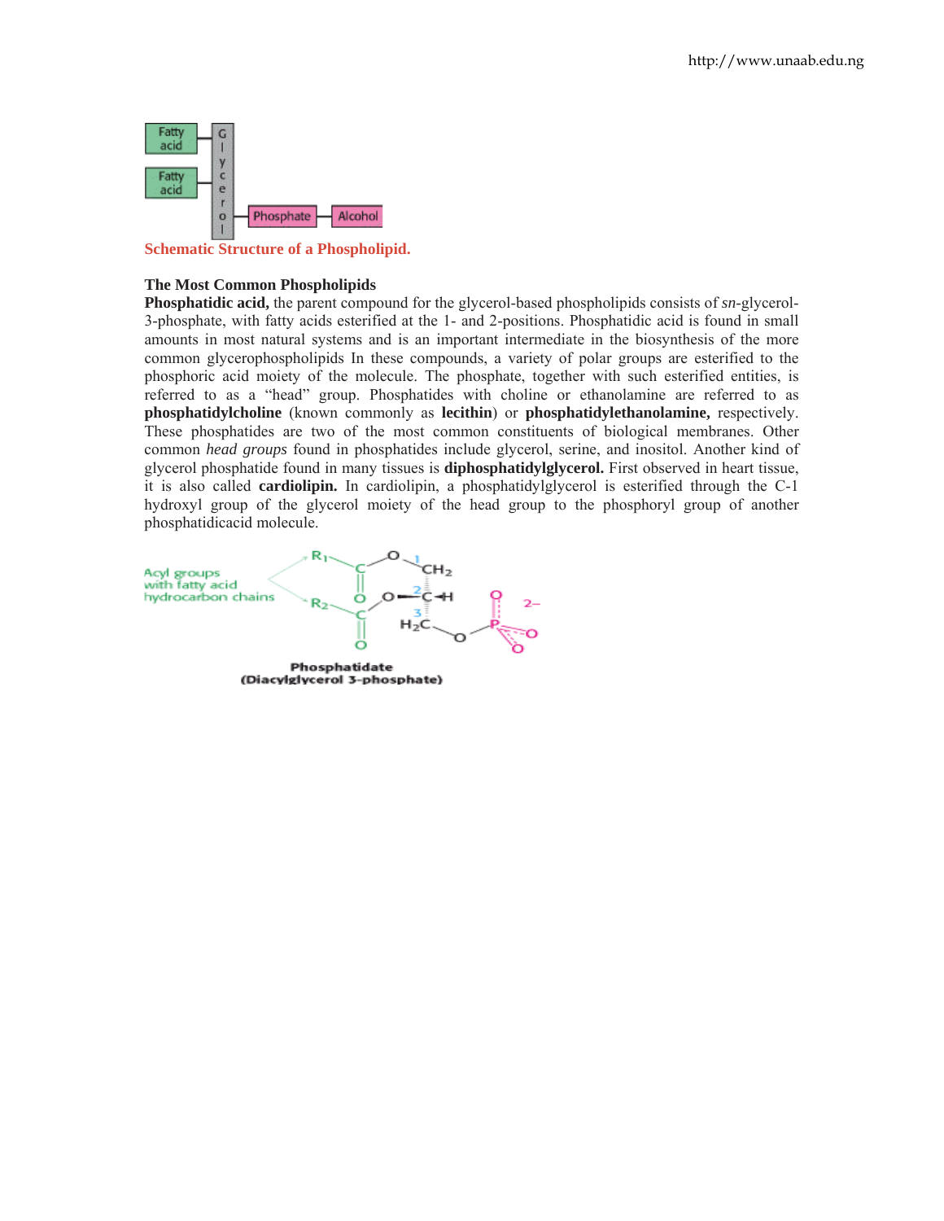Schematic Structure of a Phospholipid.

**The Most Common Phospholipids**

**Phosphatidic acid,** the parent compound for the glycerol-based phospholipids consists of *sn*-glycerol-3-phosphate, with fatty acids esterified at the 1- and 2-positions. Phosphatidic acid is found in small amounts in most natural systems and is an important intermediate in the biosynthesis of the more common glycerophospholipids In these compounds, a variety of polar groups are esterified to the phosphoric acid moiety of the molecule. The phosphate, together with such esterified entities, is referred to as a "head" group. Phosphatides with choline or ethanolamine are referred to as **phosphatidylcholine** (known commonly as **lecithin**) or **phosphatidylethanolamine,** respectively. These phosphatides are two of the most common constituents of biological membranes. Other common *head groups* found in phosphatides include glycerol, serine, and inositol. Another kind of glycerol phosphatide found in many tissues is **diphosphatidylglycerol.** First observed in heart tissue, it is also called **cardiolipin.** In cardiolipin, a phosphatidylglycerol is esterified through the C-1 hydroxyl group of the glycerol moiety of the head group to the phosphoryl group of another phosphatidicacid molecule.

Phosphatidate
(Diacylglycerol 3-phosphate)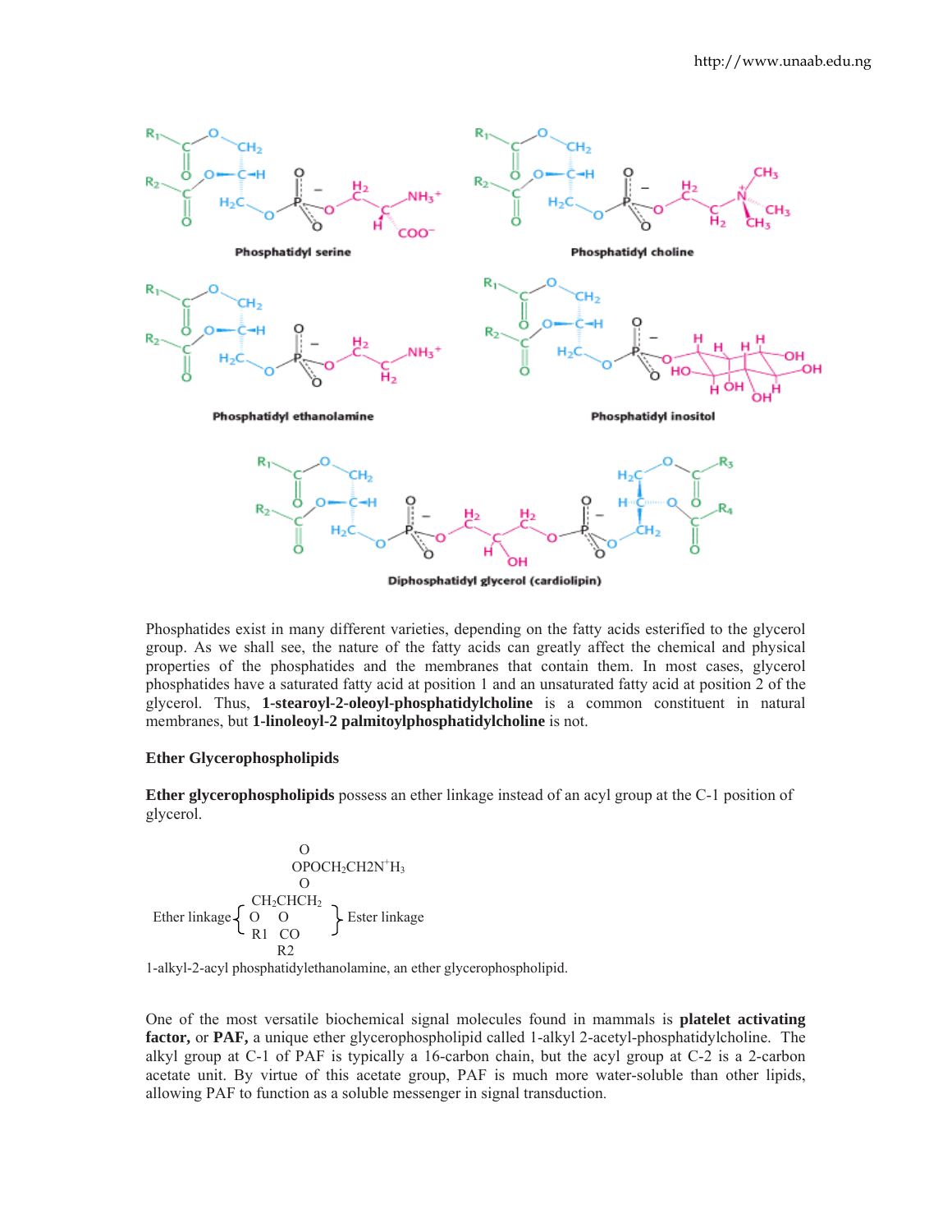Phosphatidyl serine

Phosphatidyl choline

Phosphatidyl ethanolamine

Phosphatidyl inositol

Diphosphatidyl glycerol (cardiolipin)

Phosphatides exist in many different varieties, depending on the fatty acids esterified to the glycerol group. As we shall see, the nature of the fatty acids can greatly affect the chemical and physical properties of the phosphatides and the membranes that contain them. In most cases, glycerol phosphatides have a saturated fatty acid at position 1 and an unsaturated fatty acid at position 2 of the glycerol. Thus, **1-stearoyl-2-oleoyl-phosphatidylcholine** is a common constituent in natural membranes, but **1-linoleoyl-2 palmitoylphosphatidylcholine** is not.

### Ether Glycerophospholipids

**Ether glycerophospholipids** possess an ether linkage instead of an acyl group at the C-1 position of glycerol.

```
                      O
                   OPOCH2CH2N+H3
                      O
          CH2CHCH2
Ether linkage { O    O     } Ester linkage
          R1   CO
               R2
```

1-alkyl-2-acyl phosphatidylethanolamine, an ether glycerophospholipid.

One of the most versatile biochemical signal molecules found in mammals is **platelet activating factor,** or **PAF,** a unique ether glycerophospholipid called 1-alkyl 2-acetyl-phosphatidylcholine. The alkyl group at C-1 of PAF is typically a 16-carbon chain, but the acyl group at C-2 is a 2-carbon acetate unit. By virtue of this acetate group, PAF is much more water-soluble than other lipids, allowing PAF to function as a soluble messenger in signal transduction.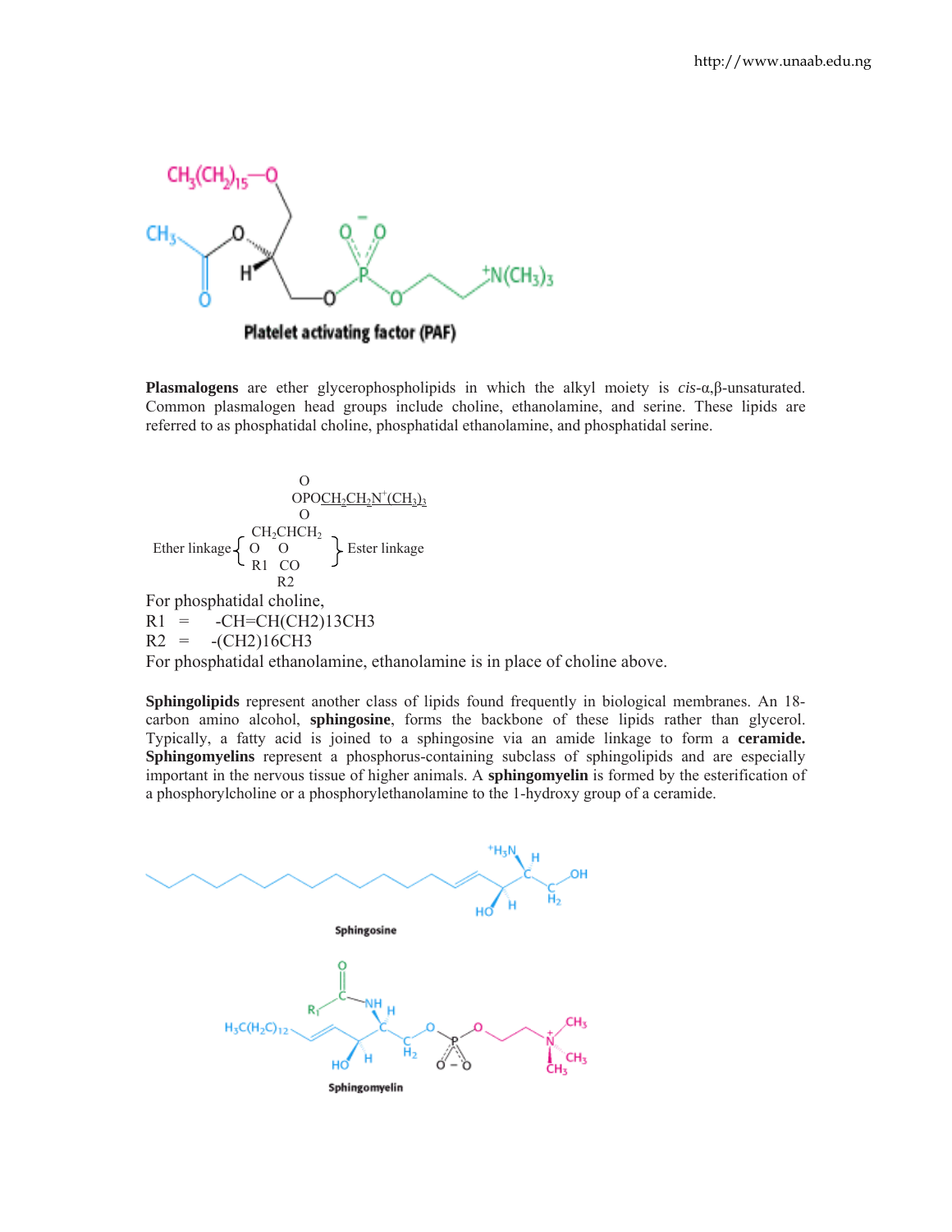Platelet activating factor (PAF)

**Plasmalogens** are ether glycerophospholipids in which the alkyl moiety is *cis*-α,β-unsaturated. Common plasmalogen head groups include choline, ethanolamine, and serine. These lipids are referred to as phosphatidal choline, phosphatidal ethanolamine, and phosphatidal serine.

```
                        O
                        OPOCH2CH2N+(CH3)3
                        O
               CH2CHCH2
Ether linkage { O    O     } Ester linkage
               R1   CO
                    R2
```

For phosphatidal choline,

R1 = -CH=CH(CH2)13CH3

R2 = -(CH2)16CH3

For phosphatidal ethanolamine, ethanolamine is in place of choline above.

**Sphingolipids** represent another class of lipids found frequently in biological membranes. An 18-carbon amino alcohol, **sphingosine**, forms the backbone of these lipids rather than glycerol. Typically, a fatty acid is joined to a sphingosine via an amide linkage to form a **ceramide.** **Sphingomyelins** represent a phosphorus-containing subclass of sphingolipids and are especially important in the nervous tissue of higher animals. A **sphingomyelin** is formed by the esterification of a phosphorylcholine or a phosphorylethanolamine to the 1-hydroxy group of a ceramide.

Sphingosine

Sphingomyelin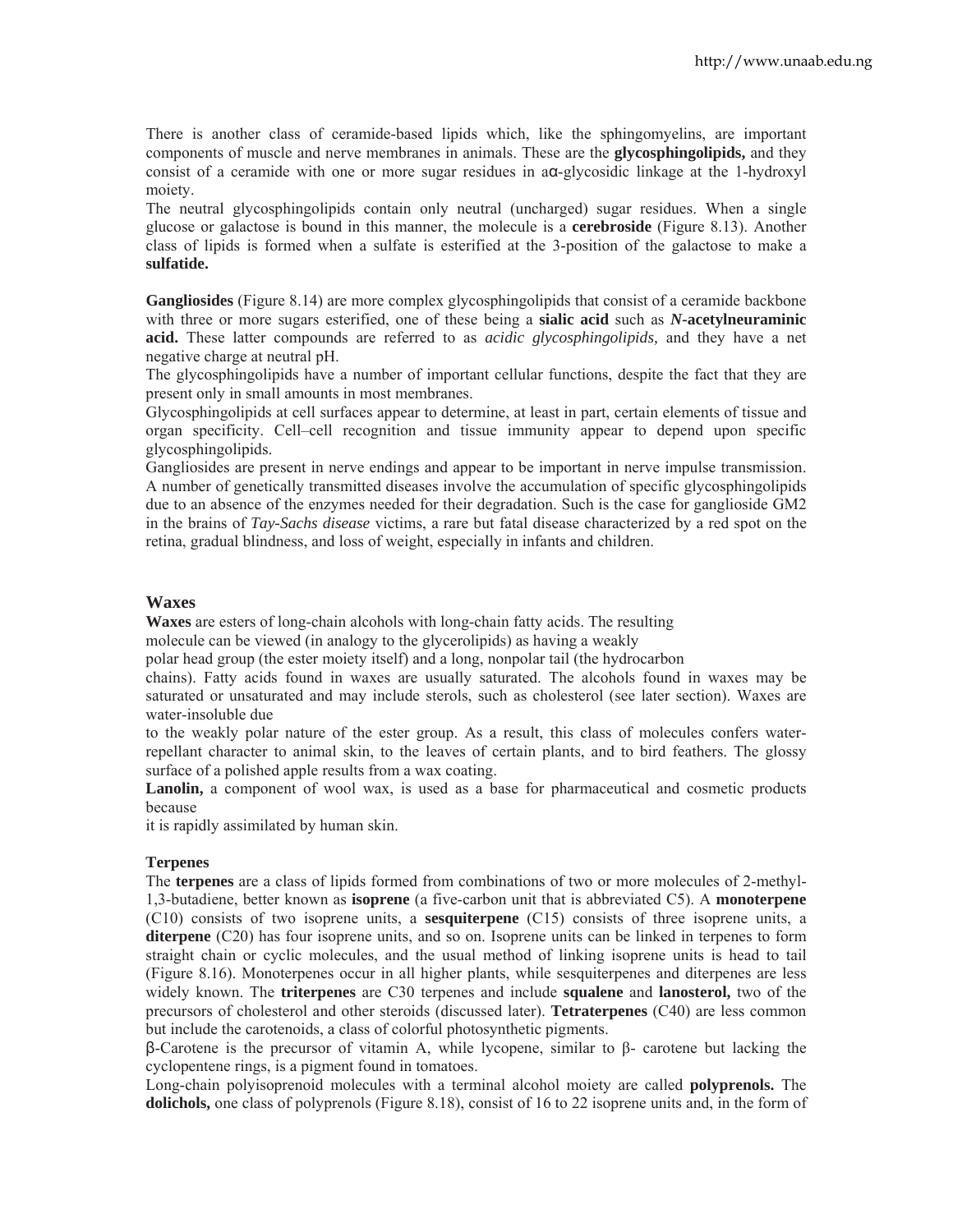There is another class of ceramide-based lipids which, like the sphingomyelins, are important components of muscle and nerve membranes in animals. These are the **glycosphingolipids,** and they consist of a ceramide with one or more sugar residues in aα-glycosidic linkage at the 1-hydroxyl moiety.

The neutral glycosphingolipids contain only neutral (uncharged) sugar residues. When a single glucose or galactose is bound in this manner, the molecule is a **cerebroside** (Figure 8.13). Another class of lipids is formed when a sulfate is esterified at the 3-position of the galactose to make a **sulfatide.**

**Gangliosides** (Figure 8.14) are more complex glycosphingolipids that consist of a ceramide backbone with three or more sugars esterified, one of these being a **sialic acid** such as ***N*-acetylneuraminic acid.** These latter compounds are referred to as *acidic glycosphingolipids,* and they have a net negative charge at neutral pH.

The glycosphingolipids have a number of important cellular functions, despite the fact that they are present only in small amounts in most membranes.

Glycosphingolipids at cell surfaces appear to determine, at least in part, certain elements of tissue and organ specificity. Cell–cell recognition and tissue immunity appear to depend upon specific glycosphingolipids.

Gangliosides are present in nerve endings and appear to be important in nerve impulse transmission. A number of genetically transmitted diseases involve the accumulation of specific glycosphingolipids due to an absence of the enzymes needed for their degradation. Such is the case for ganglioside GM2 in the brains of *Tay-Sachs disease* victims, a rare but fatal disease characterized by a red spot on the retina, gradual blindness, and loss of weight, especially in infants and children.

## Waxes

**Waxes** are esters of long-chain alcohols with long-chain fatty acids. The resulting molecule can be viewed (in analogy to the glycerolipids) as having a weakly polar head group (the ester moiety itself) and a long, nonpolar tail (the hydrocarbon chains). Fatty acids found in waxes are usually saturated. The alcohols found in waxes may be saturated or unsaturated and may include sterols, such as cholesterol (see later section). Waxes are water-insoluble due to the weakly polar nature of the ester group. As a result, this class of molecules confers water-repellant character to animal skin, to the leaves of certain plants, and to bird feathers. The glossy surface of a polished apple results from a wax coating.

**Lanolin,** a component of wool wax, is used as a base for pharmaceutical and cosmetic products because it is rapidly assimilated by human skin.

### Terpenes

The **terpenes** are a class of lipids formed from combinations of two or more molecules of 2-methyl-1,3-butadiene, better known as **isoprene** (a five-carbon unit that is abbreviated C5). A **monoterpene** (C10) consists of two isoprene units, a **sesquiterpene** (C15) consists of three isoprene units, a **diterpene** (C20) has four isoprene units, and so on. Isoprene units can be linked in terpenes to form straight chain or cyclic molecules, and the usual method of linking isoprene units is head to tail (Figure 8.16). Monoterpenes occur in all higher plants, while sesquiterpenes and diterpenes are less widely known. The **triterpenes** are C30 terpenes and include **squalene** and **lanosterol,** two of the precursors of cholesterol and other steroids (discussed later). **Tetraterpenes** (C40) are less common but include the carotenoids, a class of colorful photosynthetic pigments.

β-Carotene is the precursor of vitamin A, while lycopene, similar to β- carotene but lacking the cyclopentene rings, is a pigment found in tomatoes.

Long-chain polyisoprenoid molecules with a terminal alcohol moiety are called **polyprenols.** The **dolichols,** one class of polyprenols (Figure 8.18), consist of 16 to 22 isoprene units and, in the form of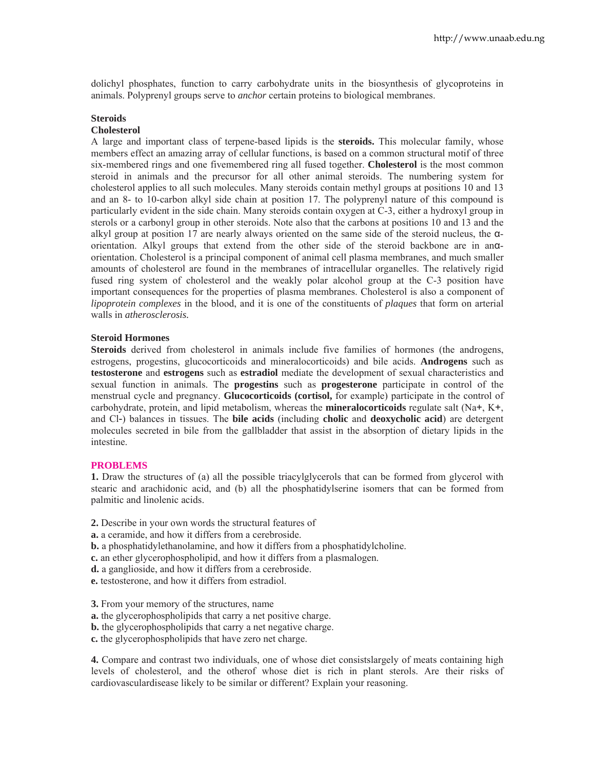dolichyl phosphates, function to carry carbohydrate units in the biosynthesis of glycoproteins in animals. Polyprenyl groups serve to *anchor* certain proteins to biological membranes.

### Steroids

### Cholesterol

A large and important class of terpene-based lipids is the **steroids.** This molecular family, whose members effect an amazing array of cellular functions, is based on a common structural motif of three six-membered rings and one fivemembered ring all fused together. **Cholesterol** is the most common steroid in animals and the precursor for all other animal steroids. The numbering system for cholesterol applies to all such molecules. Many steroids contain methyl groups at positions 10 and 13 and an 8- to 10-carbon alkyl side chain at position 17. The polyprenyl nature of this compound is particularly evident in the side chain. Many steroids contain oxygen at C-3, either a hydroxyl group in sterols or a carbonyl group in other steroids. Note also that the carbons at positions 10 and 13 and the alkyl group at position 17 are nearly always oriented on the same side of the steroid nucleus, the α-orientation. Alkyl groups that extend from the other side of the steroid backbone are in anα-orientation. Cholesterol is a principal component of animal cell plasma membranes, and much smaller amounts of cholesterol are found in the membranes of intracellular organelles. The relatively rigid fused ring system of cholesterol and the weakly polar alcohol group at the C-3 position have important consequences for the properties of plasma membranes. Cholesterol is also a component of *lipoprotein complexes* in the blood, and it is one of the constituents of *plaques* that form on arterial walls in *atherosclerosis.*

### Steroid Hormones

**Steroids** derived from cholesterol in animals include five families of hormones (the androgens, estrogens, progestins, glucocorticoids and mineralocorticoids) and bile acids. **Androgens** such as **testosterone** and **estrogens** such as **estradiol** mediate the development of sexual characteristics and sexual function in animals. The **progestins** such as **progesterone** participate in control of the menstrual cycle and pregnancy. **Glucocorticoids (cortisol,** for example) participate in the control of carbohydrate, protein, and lipid metabolism, whereas the **mineralocorticoids** regulate salt ($Na^+$, $K^+$, and $Cl^-$) balances in tissues. The **bile acids** (including **cholic** and **deoxycholic acid**) are detergent molecules secreted in bile from the gallbladder that assist in the absorption of dietary lipids in the intestine.

## PROBLEMS

**1.** Draw the structures of (a) all the possible triacylglycerols that can be formed from glycerol with stearic and arachidonic acid, and (b) all the phosphatidylserine isomers that can be formed from palmitic and linolenic acids.

**2.** Describe in your own words the structural features of
**a.** a ceramide, and how it differs from a cerebroside.
**b.** a phosphatidylethanolamine, and how it differs from a phosphatidylcholine.
**c.** an ether glycerophospholipid, and how it differs from a plasmalogen.
**d.** a ganglioside, and how it differs from a cerebroside.
**e.** testosterone, and how it differs from estradiol.

**3.** From your memory of the structures, name
**a.** the glycerophospholipids that carry a net positive charge.
**b.** the glycerophospholipids that carry a net negative charge.
**c.** the glycerophospholipids that have zero net charge.

**4.** Compare and contrast two individuals, one of whose diet consistslargely of meats containing high levels of cholesterol, and the otherof whose diet is rich in plant sterols. Are their risks of cardiovasculardisease likely to be similar or different? Explain your reasoning.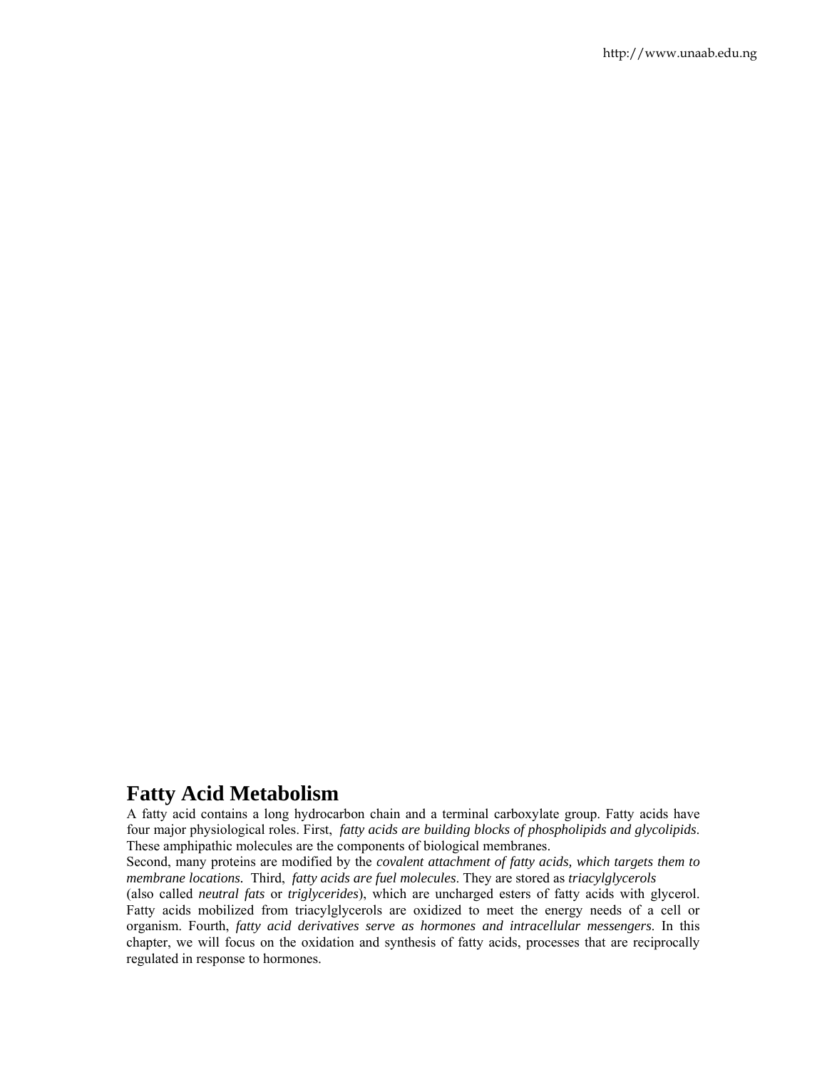# Fatty Acid Metabolism

A fatty acid contains a long hydrocarbon chain and a terminal carboxylate group. Fatty acids have four major physiological roles. First, *fatty acids are building blocks of phospholipids and glycolipids*. These amphipathic molecules are the components of biological membranes.

Second, many proteins are modified by the *covalent attachment of fatty acids, which targets them to membrane locations.* Third, *fatty acids are fuel molecules*. They are stored as *triacylglycerols* (also called *neutral fats* or *triglycerides*), which are uncharged esters of fatty acids with glycerol. Fatty acids mobilized from triacylglycerols are oxidized to meet the energy needs of a cell or organism. Fourth, *fatty acid derivatives serve as hormones and intracellular messengers.* In this chapter, we will focus on the oxidation and synthesis of fatty acids, processes that are reciprocally regulated in response to hormones.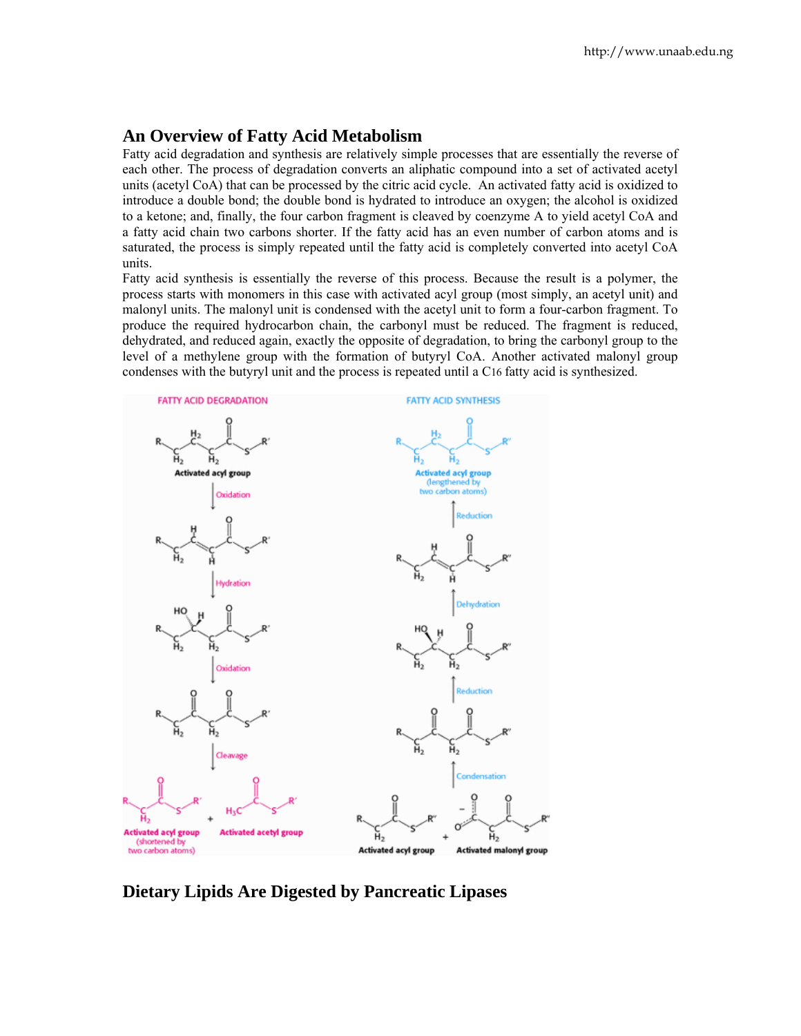## An Overview of Fatty Acid Metabolism

Fatty acid degradation and synthesis are relatively simple processes that are essentially the reverse of each other. The process of degradation converts an aliphatic compound into a set of activated acetyl units (acetyl CoA) that can be processed by the citric acid cycle. An activated fatty acid is oxidized to introduce a double bond; the double bond is hydrated to introduce an oxygen; the alcohol is oxidized to a ketone; and, finally, the four carbon fragment is cleaved by coenzyme A to yield acetyl CoA and a fatty acid chain two carbons shorter. If the fatty acid has an even number of carbon atoms and is saturated, the process is simply repeated until the fatty acid is completely converted into acetyl CoA units.

Fatty acid synthesis is essentially the reverse of this process. Because the result is a polymer, the process starts with monomers in this case with activated acyl group (most simply, an acetyl unit) and malonyl units. The malonyl unit is condensed with the acetyl unit to form a four-carbon fragment. To produce the required hydrocarbon chain, the carbonyl must be reduced. The fragment is reduced, dehydrated, and reduced again, exactly the opposite of degradation, to bring the carbonyl group to the level of a methylene group with the formation of butyryl CoA. Another activated malonyl group condenses with the butyryl unit and the process is repeated until a C16 fatty acid is synthesized.

FATTY ACID DEGRADATION

Activated acyl group → Oxidation → Hydration → Oxidation → Cleavage → Activated acyl group (shortened by two carbon atoms) + Activated acetyl group

FATTY ACID SYNTHESIS

Activated acyl group + Activated malonyl group → Condensation → Reduction → Dehydration → Reduction → Activated acyl group (lengthened by two carbon atoms)

## Dietary Lipids Are Digested by Pancreatic Lipases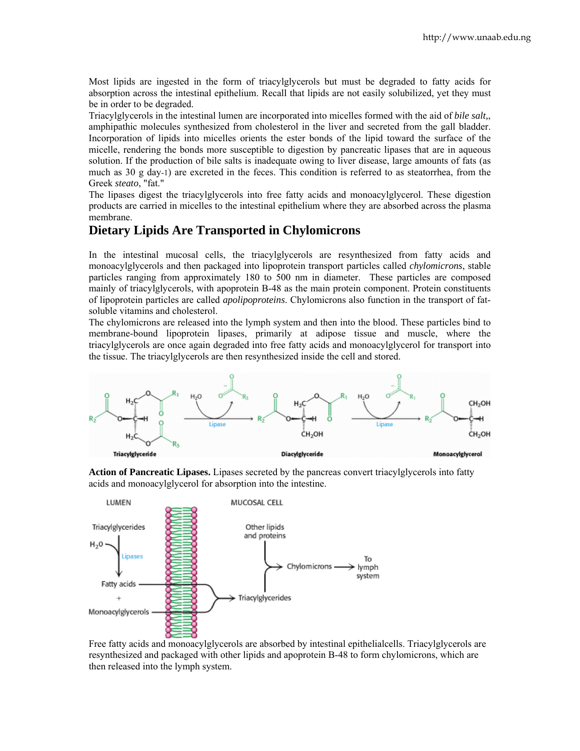Most lipids are ingested in the form of triacylglycerols but must be degraded to fatty acids for absorption across the intestinal epithelium. Recall that lipids are not easily solubilized, yet they must be in order to be degraded.

Triacylglycerols in the intestinal lumen are incorporated into micelles formed with the aid of *bile salt,*, amphipathic molecules synthesized from cholesterol in the liver and secreted from the gall bladder. Incorporation of lipids into micelles orients the ester bonds of the lipid toward the surface of the micelle, rendering the bonds more susceptible to digestion by pancreatic lipases that are in aqueous solution. If the production of bile salts is inadequate owing to liver disease, large amounts of fats (as much as 30 g day-1) are excreted in the feces. This condition is referred to as steatorrhea, from the Greek *steato*, "fat."

The lipases digest the triacylglycerols into free fatty acids and monoacylglycerol. These digestion products are carried in micelles to the intestinal epithelium where they are absorbed across the plasma membrane.

## Dietary Lipids Are Transported in Chylomicrons

In the intestinal mucosal cells, the triacylglycerols are resynthesized from fatty acids and monoacylglycerols and then packaged into lipoprotein transport particles called *chylomicrons*, stable particles ranging from approximately 180 to 500 nm in diameter. These particles are composed mainly of triacylglycerols, with apoprotein B-48 as the main protein component. Protein constituents of lipoprotein particles are called *apolipoproteins*. Chylomicrons also function in the transport of fat-soluble vitamins and cholesterol.

The chylomicrons are released into the lymph system and then into the blood. These particles bind to membrane-bound lipoprotein lipases, primarily at adipose tissue and muscle, where the triacylglycerols are once again degraded into free fatty acids and monoacylglycerol for transport into the tissue. The triacylglycerols are then resynthesized inside the cell and stored.

**Action of Pancreatic Lipases.** Lipases secreted by the pancreas convert triacylglycerols into fatty acids and monoacylglycerol for absorption into the intestine.

Free fatty acids and monoacylglycerols are absorbed by intestinal epithelialcells. Triacylglycerols are resynthesized and packaged with other lipids and apoprotein B-48 to form chylomicrons, which are then released into the lymph system.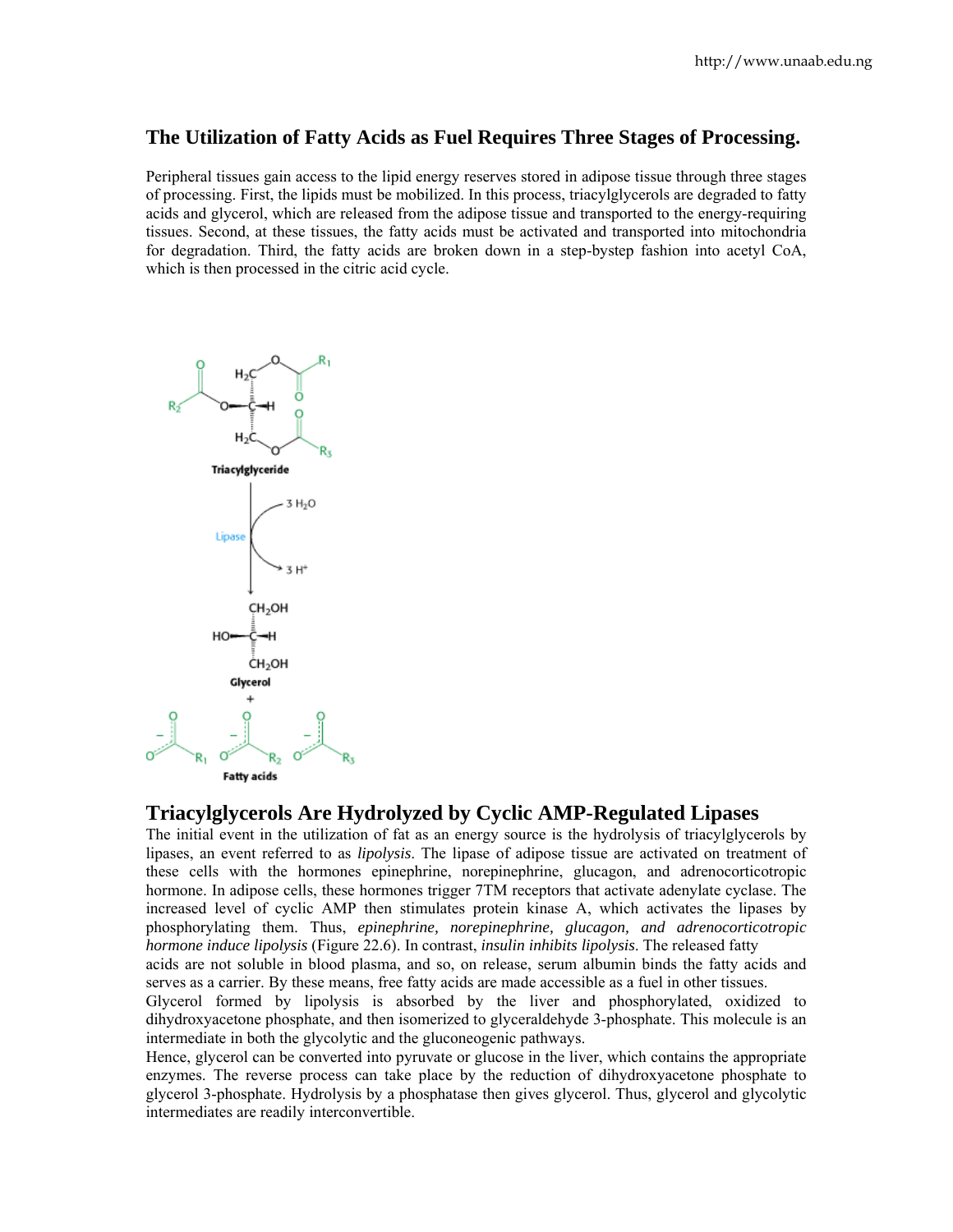## The Utilization of Fatty Acids as Fuel Requires Three Stages of Processing.

Peripheral tissues gain access to the lipid energy reserves stored in adipose tissue through three stages of processing. First, the lipids must be mobilized. In this process, triacylglycerols are degraded to fatty acids and glycerol, which are released from the adipose tissue and transported to the energy-requiring tissues. Second, at these tissues, the fatty acids must be activated and transported into mitochondria for degradation. Third, the fatty acids are broken down in a step-bystep fashion into acetyl CoA, which is then processed in the citric acid cycle.

Triacylglyceride

Lipase

3 $H_2O$

3 $H^+$

Glycerol

+

Fatty acids

## Triacylglycerols Are Hydrolyzed by Cyclic AMP-Regulated Lipases

The initial event in the utilization of fat as an energy source is the hydrolysis of triacylglycerols by lipases, an event referred to as *lipolysis*. The lipase of adipose tissue are activated on treatment of these cells with the hormones epinephrine, norepinephrine, glucagon, and adrenocorticotropic hormone. In adipose cells, these hormones trigger 7TM receptors that activate adenylate cyclase. The increased level of cyclic AMP then stimulates protein kinase A, which activates the lipases by phosphorylating them. Thus, *epinephrine, norepinephrine, glucagon, and adrenocorticotropic hormone induce lipolysis* (Figure 22.6). In contrast, *insulin inhibits lipolysis*. The released fatty acids are not soluble in blood plasma, and so, on release, serum albumin binds the fatty acids and serves as a carrier. By these means, free fatty acids are made accessible as a fuel in other tissues.

Glycerol formed by lipolysis is absorbed by the liver and phosphorylated, oxidized to dihydroxyacetone phosphate, and then isomerized to glyceraldehyde 3-phosphate. This molecule is an intermediate in both the glycolytic and the gluconeogenic pathways.

Hence, glycerol can be converted into pyruvate or glucose in the liver, which contains the appropriate enzymes. The reverse process can take place by the reduction of dihydroxyacetone phosphate to glycerol 3-phosphate. Hydrolysis by a phosphatase then gives glycerol. Thus, glycerol and glycolytic intermediates are readily interconvertible.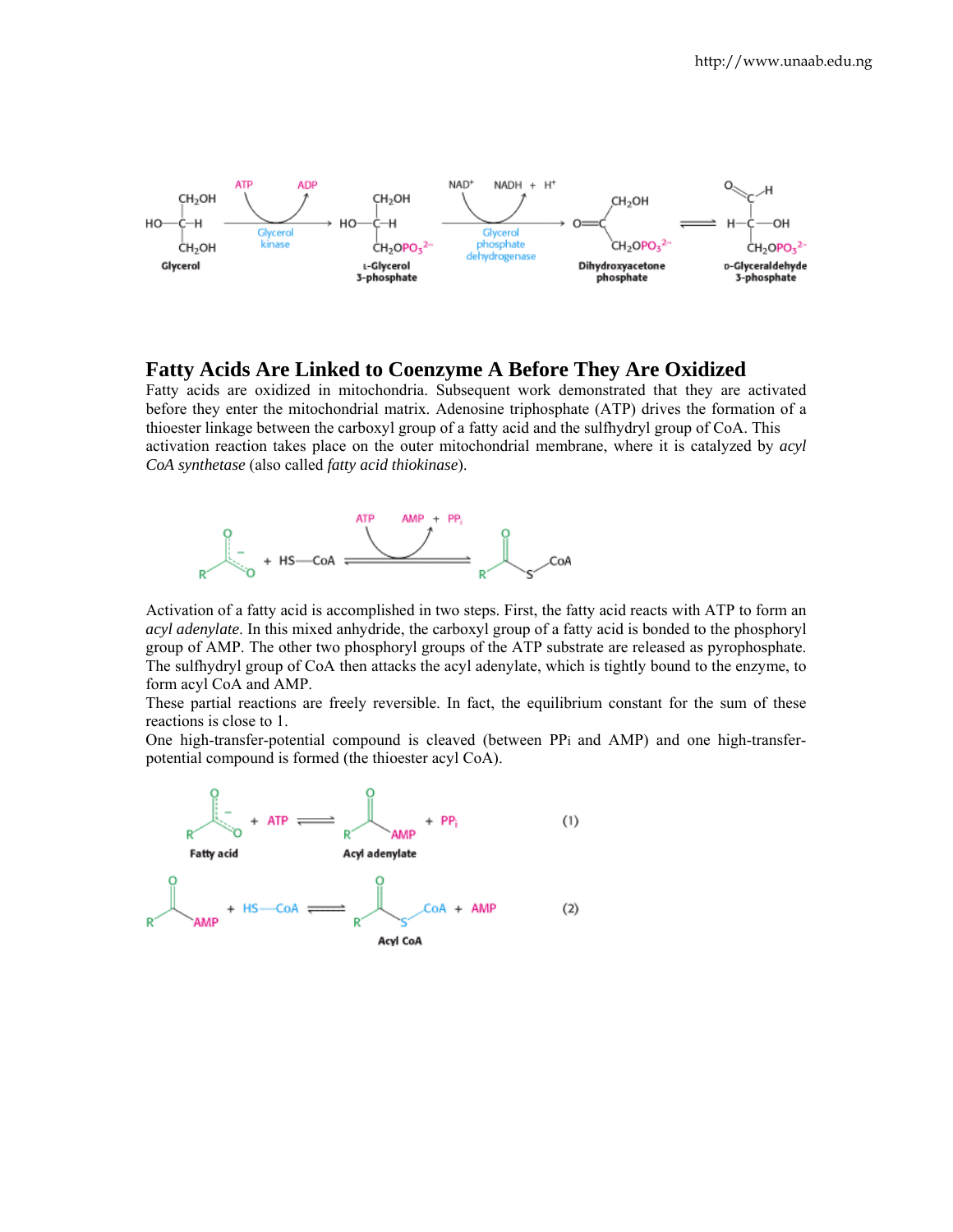## Fatty Acids Are Linked to Coenzyme A Before They Are Oxidized

Fatty acids are oxidized in mitochondria. Subsequent work demonstrated that they are activated before they enter the mitochondrial matrix. Adenosine triphosphate (ATP) drives the formation of a thioester linkage between the carboxyl group of a fatty acid and the sulfhydryl group of CoA. This activation reaction takes place on the outer mitochondrial membrane, where it is catalyzed by *acyl CoA synthetase* (also called *fatty acid thiokinase*).

Activation of a fatty acid is accomplished in two steps. First, the fatty acid reacts with ATP to form an *acyl adenylate*. In this mixed anhydride, the carboxyl group of a fatty acid is bonded to the phosphoryl group of AMP. The other two phosphoryl groups of the ATP substrate are released as pyrophosphate. The sulfhydryl group of CoA then attacks the acyl adenylate, which is tightly bound to the enzyme, to form acyl CoA and AMP.

These partial reactions are freely reversible. In fact, the equilibrium constant for the sum of these reactions is close to 1.

One high-transfer-potential compound is cleaved (between PPi and AMP) and one high-transfer-potential compound is formed (the thioester acyl CoA).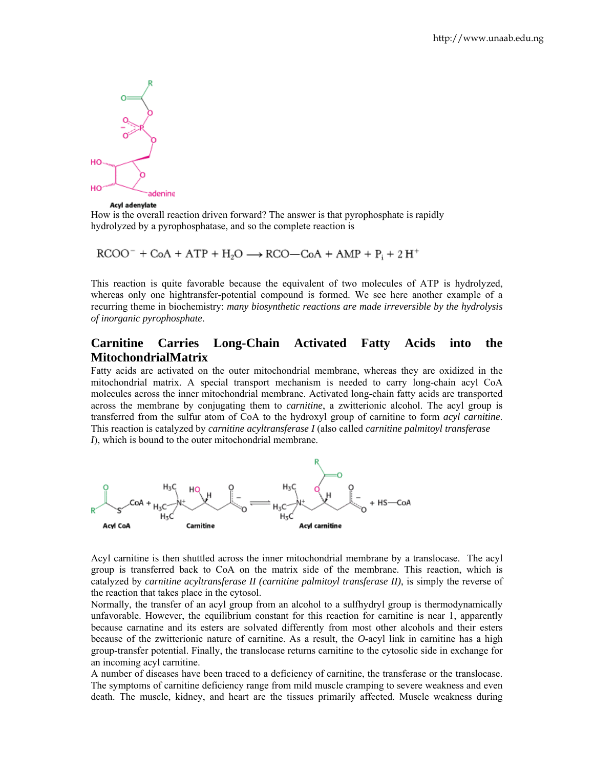Acyl adenylate

How is the overall reaction driven forward? The answer is that pyrophosphate is rapidly hydrolyzed by a pyrophosphatase, and so the complete reaction is

$$RCOO^- + CoA + ATP + H_2O \longrightarrow RCO\text{—}CoA + AMP + P_i + 2\,H^+$$

This reaction is quite favorable because the equivalent of two molecules of ATP is hydrolyzed, whereas only one hightransfer-potential compound is formed. We see here another example of a recurring theme in biochemistry: *many biosynthetic reactions are made irreversible by the hydrolysis of inorganic pyrophosphate*.

## Carnitine Carries Long-Chain Activated Fatty Acids into the MitochondrialMatrix

Fatty acids are activated on the outer mitochondrial membrane, whereas they are oxidized in the mitochondrial matrix. A special transport mechanism is needed to carry long-chain acyl CoA molecules across the inner mitochondrial membrane. Activated long-chain fatty acids are transported across the membrane by conjugating them to *carnitine*, a zwitterionic alcohol. The acyl group is transferred from the sulfur atom of CoA to the hydroxyl group of carnitine to form *acyl carnitine*. This reaction is catalyzed by *carnitine acyltransferase I* (also called *carnitine palmitoyl transferase I*), which is bound to the outer mitochondrial membrane.

Acyl CoA + Carnitine ⇌ Acyl carnitine + HS—CoA

Acyl carnitine is then shuttled across the inner mitochondrial membrane by a translocase. The acyl group is transferred back to CoA on the matrix side of the membrane. This reaction, which is catalyzed by *carnitine acyltransferase II (carnitine palmitoyl transferase II)*, is simply the reverse of the reaction that takes place in the cytosol.

Normally, the transfer of an acyl group from an alcohol to a sulfhydryl group is thermodynamically unfavorable. However, the equilibrium constant for this reaction for carnitine is near 1, apparently because carnatine and its esters are solvated differently from most other alcohols and their esters because of the zwitterionic nature of carnitine. As a result, the *O*-acyl link in carnitine has a high group-transfer potential. Finally, the translocase returns carnitine to the cytosolic side in exchange for an incoming acyl carnitine.

A number of diseases have been traced to a deficiency of carnitine, the transferase or the translocase. The symptoms of carnitine deficiency range from mild muscle cramping to severe weakness and even death. The muscle, kidney, and heart are the tissues primarily affected. Muscle weakness during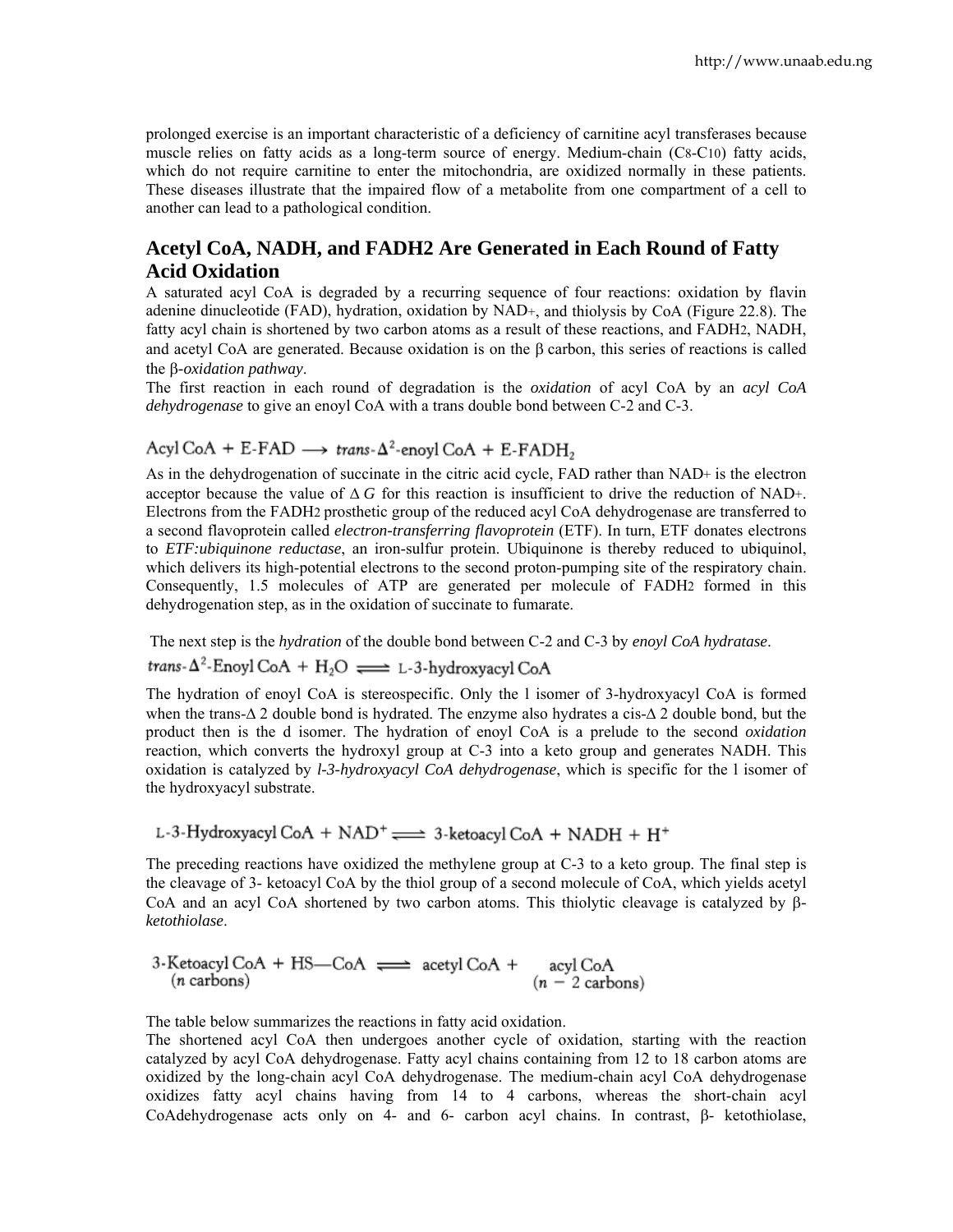prolonged exercise is an important characteristic of a deficiency of carnitine acyl transferases because muscle relies on fatty acids as a long-term source of energy. Medium-chain ($C_8$-$C_{10}$) fatty acids, which do not require carnitine to enter the mitochondria, are oxidized normally in these patients. These diseases illustrate that the impaired flow of a metabolite from one compartment of a cell to another can lead to a pathological condition.

## Acetyl CoA, NADH, and FADH2 Are Generated in Each Round of Fatty Acid Oxidation

A saturated acyl CoA is degraded by a recurring sequence of four reactions: oxidation by flavin adenine dinucleotide (FAD), hydration, oxidation by $NAD^+$, and thiolysis by CoA (Figure 22.8). The fatty acyl chain is shortened by two carbon atoms as a result of these reactions, and $FADH_2$, NADH, and acetyl CoA are generated. Because oxidation is on the β carbon, this series of reactions is called the *β-oxidation pathway*.

The first reaction in each round of degradation is the *oxidation* of acyl CoA by an *acyl CoA dehydrogenase* to give an enoyl CoA with a trans double bond between C-2 and C-3.

$$\text{Acyl CoA} + \text{E-FAD} \longrightarrow \textit{trans-}\Delta^2\text{-enoyl CoA} + \text{E-FADH}_2$$

As in the dehydrogenation of succinate in the citric acid cycle, FAD rather than $NAD^+$ is the electron acceptor because the value of $\Delta G$ for this reaction is insufficient to drive the reduction of $NAD^+$. Electrons from the $FADH_2$ prosthetic group of the reduced acyl CoA dehydrogenase are transferred to a second flavoprotein called *electron-transferring flavoprotein* (ETF). In turn, ETF donates electrons to *ETF:ubiquinone reductase*, an iron-sulfur protein. Ubiquinone is thereby reduced to ubiquinol, which delivers its high-potential electrons to the second proton-pumping site of the respiratory chain. Consequently, 1.5 molecules of ATP are generated per molecule of $FADH_2$ formed in this dehydrogenation step, as in the oxidation of succinate to fumarate.

The next step is the *hydration* of the double bond between C-2 and C-3 by *enoyl CoA hydratase*.

$$\textit{trans-}\Delta^2\text{-Enoyl CoA} + H_2O \rightleftharpoons \text{L-3-hydroxyacyl CoA}$$

The hydration of enoyl CoA is stereospecific. Only the l isomer of 3-hydroxyacyl CoA is formed when the trans-$\Delta$ 2 double bond is hydrated. The enzyme also hydrates a cis-$\Delta$ 2 double bond, but the product then is the d isomer. The hydration of enoyl CoA is a prelude to the second *oxidation* reaction, which converts the hydroxyl group at C-3 into a keto group and generates NADH. This oxidation is catalyzed by *l-3-hydroxyacyl CoA dehydrogenase*, which is specific for the l isomer of the hydroxyacyl substrate.

$$\text{L-3-Hydroxyacyl CoA} + NAD^+ \rightleftharpoons \text{3-ketoacyl CoA} + NADH + H^+$$

The preceding reactions have oxidized the methylene group at C-3 to a keto group. The final step is the cleavage of 3- ketoacyl CoA by the thiol group of a second molecule of CoA, which yields acetyl CoA and an acyl CoA shortened by two carbon atoms. This thiolytic cleavage is catalyzed by *β-ketothiolase*.

$$\underset{(n\text{ carbons})}{\text{3-Ketoacyl CoA}} + \text{HS—CoA} \rightleftharpoons \text{acetyl CoA} + \underset{(n-2\text{ carbons})}{\text{acyl CoA}}$$

The table below summarizes the reactions in fatty acid oxidation.

The shortened acyl CoA then undergoes another cycle of oxidation, starting with the reaction catalyzed by acyl CoA dehydrogenase. Fatty acyl chains containing from 12 to 18 carbon atoms are oxidized by the long-chain acyl CoA dehydrogenase. The medium-chain acyl CoA dehydrogenase oxidizes fatty acyl chains having from 14 to 4 carbons, whereas the short-chain acyl CoAdehydrogenase acts only on 4- and 6- carbon acyl chains. In contrast, β- ketothiolase,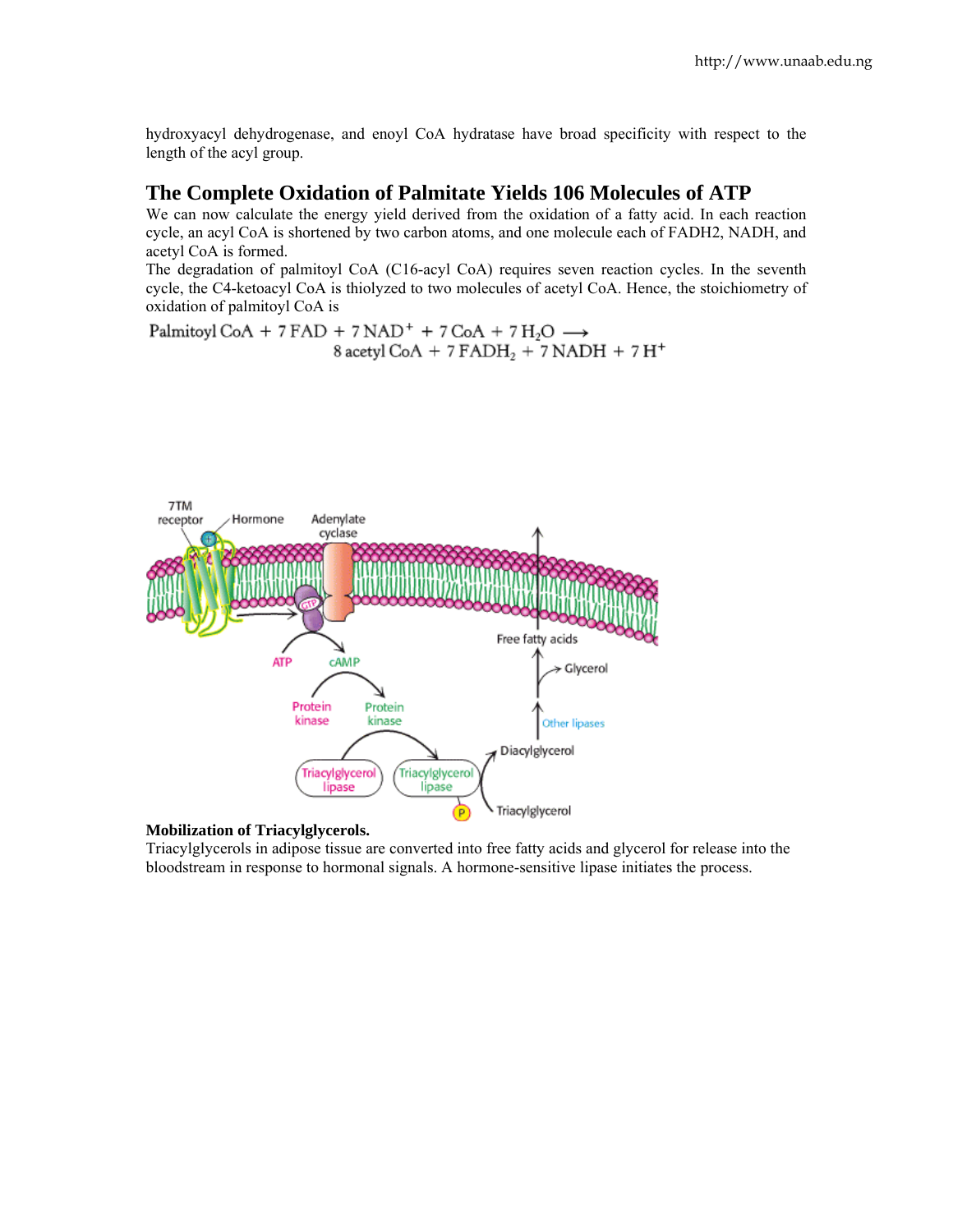hydroxyacyl dehydrogenase, and enoyl CoA hydratase have broad specificity with respect to the length of the acyl group.

## The Complete Oxidation of Palmitate Yields 106 Molecules of ATP

We can now calculate the energy yield derived from the oxidation of a fatty acid. In each reaction cycle, an acyl CoA is shortened by two carbon atoms, and one molecule each of FADH2, NADH, and acetyl CoA is formed.

The degradation of palmitoyl CoA (C16-acyl CoA) requires seven reaction cycles. In the seventh cycle, the C4-ketoacyl CoA is thiolyzed to two molecules of acetyl CoA. Hence, the stoichiometry of oxidation of palmitoyl CoA is

$$\text{Palmitoyl CoA} + 7\,\text{FAD} + 7\,\text{NAD}^+ + 7\,\text{CoA} + 7\,\text{H}_2\text{O} \longrightarrow 8\,\text{acetyl CoA} + 7\,\text{FADH}_2 + 7\,\text{NADH} + 7\,\text{H}^+$$

**Mobilization of Triacylglycerols.**

Triacylglycerols in adipose tissue are converted into free fatty acids and glycerol for release into the bloodstream in response to hormonal signals. A hormone-sensitive lipase initiates the process.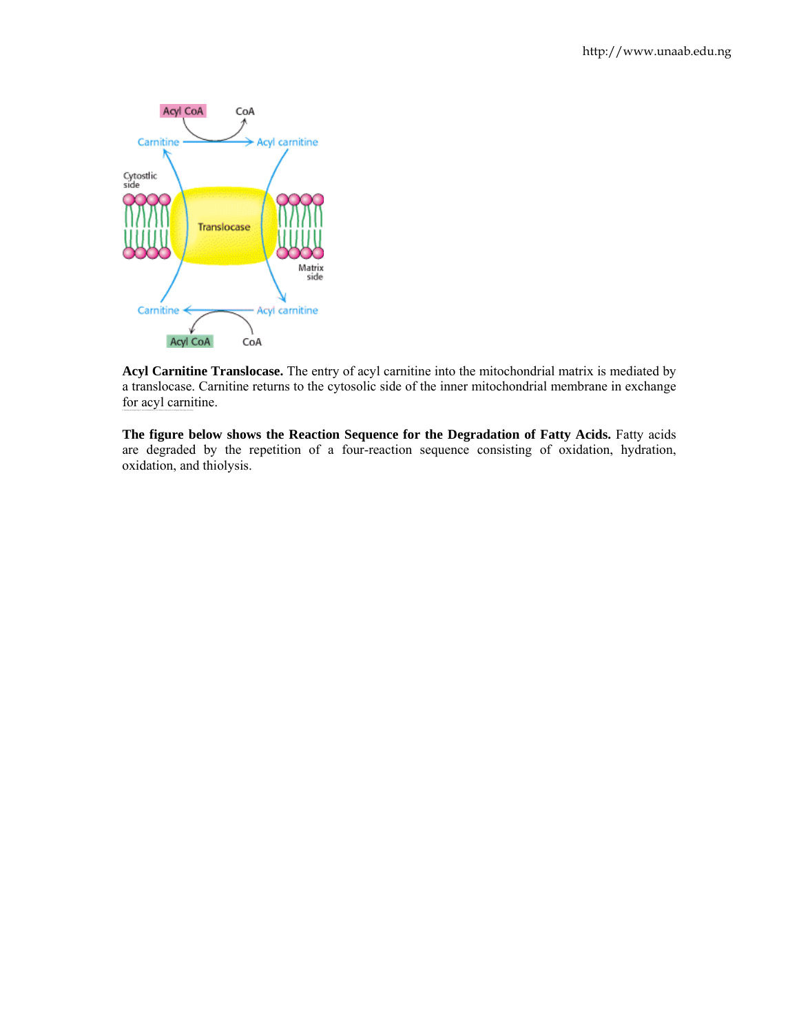**Acyl Carnitine Translocase.** The entry of acyl carnitine into the mitochondrial matrix is mediated by a translocase. Carnitine returns to the cytosolic side of the inner mitochondrial membrane in exchange for acyl carnitine.

**The figure below shows the Reaction Sequence for the Degradation of Fatty Acids.** Fatty acids are degraded by the repetition of a four-reaction sequence consisting of oxidation, hydration, oxidation, and thiolysis.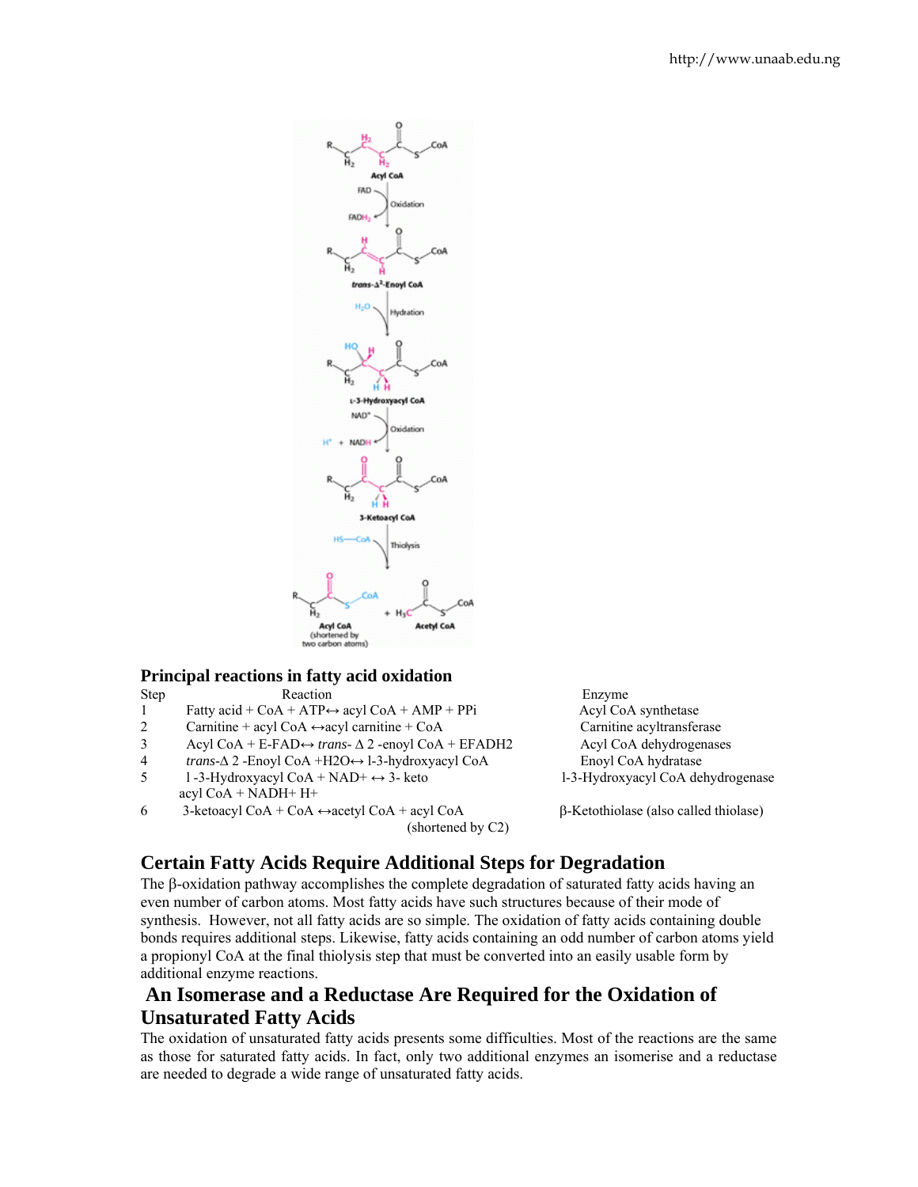**Principal reactions in fatty acid oxidation**

| Step | Reaction | Enzyme |
|---|---|---|
| 1 | Fatty acid + CoA + ATP↔ acyl CoA + AMP + PPi | Acyl CoA synthetase |
| 2 | Carnitine + acyl CoA ↔acyl carnitine + CoA | Carnitine acyltransferase |
| 3 | Acyl CoA + E-FAD↔ *trans*- Δ 2 -enoyl CoA + EFADH2 | Acyl CoA dehydrogenases |
| 4 | *trans*-Δ 2 -Enoyl CoA +H2O↔ l-3-hydroxyacyl CoA | Enoyl CoA hydratase |
| 5 | l -3-Hydroxyacyl CoA + NAD+ ↔ 3- keto acyl CoA + NADH+ H+ | l-3-Hydroxyacyl CoA dehydrogenase |
| 6 | 3-ketoacyl CoA + CoA ↔acetyl CoA + acyl CoA (shortened by C2) | β-Ketothiolase (also called thiolase) |

## Certain Fatty Acids Require Additional Steps for Degradation

The β-oxidation pathway accomplishes the complete degradation of saturated fatty acids having an even number of carbon atoms. Most fatty acids have such structures because of their mode of synthesis. However, not all fatty acids are so simple. The oxidation of fatty acids containing double bonds requires additional steps. Likewise, fatty acids containing an odd number of carbon atoms yield a propionyl CoA at the final thiolysis step that must be converted into an easily usable form by additional enzyme reactions.

## An Isomerase and a Reductase Are Required for the Oxidation of Unsaturated Fatty Acids

The oxidation of unsaturated fatty acids presents some difficulties. Most of the reactions are the same as those for saturated fatty acids. In fact, only two additional enzymes an isomerise and a reductase are needed to degrade a wide range of unsaturated fatty acids.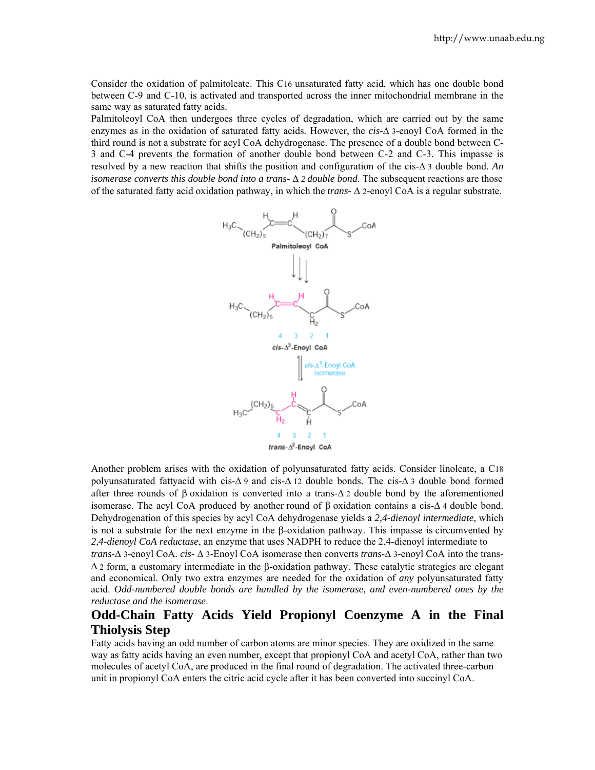Consider the oxidation of palmitoleate. This C16 unsaturated fatty acid, which has one double bond between C-9 and C-10, is activated and transported across the inner mitochondrial membrane in the same way as saturated fatty acids.

Palmitoleoyl CoA then undergoes three cycles of degradation, which are carried out by the same enzymes as in the oxidation of saturated fatty acids. However, the *cis*-Δ 3-enoyl CoA formed in the third round is not a substrate for acyl CoA dehydrogenase. The presence of a double bond between C-3 and C-4 prevents the formation of another double bond between C-2 and C-3. This impasse is resolved by a new reaction that shifts the position and configuration of the cis-Δ 3 double bond. *An isomerase converts this double bond into a trans- Δ 2 double bond*. The subsequent reactions are those of the saturated fatty acid oxidation pathway, in which the *trans*- Δ 2-enoyl CoA is a regular substrate.

Palmitoleoyl CoA

*cis*-$\Delta^3$-Enoyl CoA

*cis*-$\Delta^3$-Enoyl CoA isomerase

*trans*-$\Delta^2$-Enoyl CoA

Another problem arises with the oxidation of polyunsaturated fatty acids. Consider linoleate, a C18 polyunsaturated fattyacid with cis-Δ 9 and cis-Δ 12 double bonds. The cis-Δ 3 double bond formed after three rounds of β oxidation is converted into a trans-Δ 2 double bond by the aforementioned isomerase. The acyl CoA produced by another round of β oxidation contains a cis-Δ 4 double bond. Dehydrogenation of this species by acyl CoA dehydrogenase yields a *2,4-dienoyl intermediate*, which is not a substrate for the next enzyme in the β-oxidation pathway. This impasse is circumvented by *2,4-dienoyl CoA reductase*, an enzyme that uses NADPH to reduce the 2,4-dienoyl intermediate to *trans*-Δ 3-enoyl CoA. *cis*- Δ 3-Enoyl CoA isomerase then converts *trans*-Δ 3-enoyl CoA into the trans-Δ 2 form, a customary intermediate in the β-oxidation pathway. These catalytic strategies are elegant and economical. Only two extra enzymes are needed for the oxidation of *any* polyunsaturated fatty acid. *Odd-numbered double bonds are handled by the isomerase, and even-numbered ones by the reductase and the isomerase*.

## Odd-Chain Fatty Acids Yield Propionyl Coenzyme A in the Final Thiolysis Step

Fatty acids having an odd number of carbon atoms are minor species. They are oxidized in the same way as fatty acids having an even number, except that propionyl CoA and acetyl CoA, rather than two molecules of acetyl CoA, are produced in the final round of degradation. The activated three-carbon unit in propionyl CoA enters the citric acid cycle after it has been converted into succinyl CoA.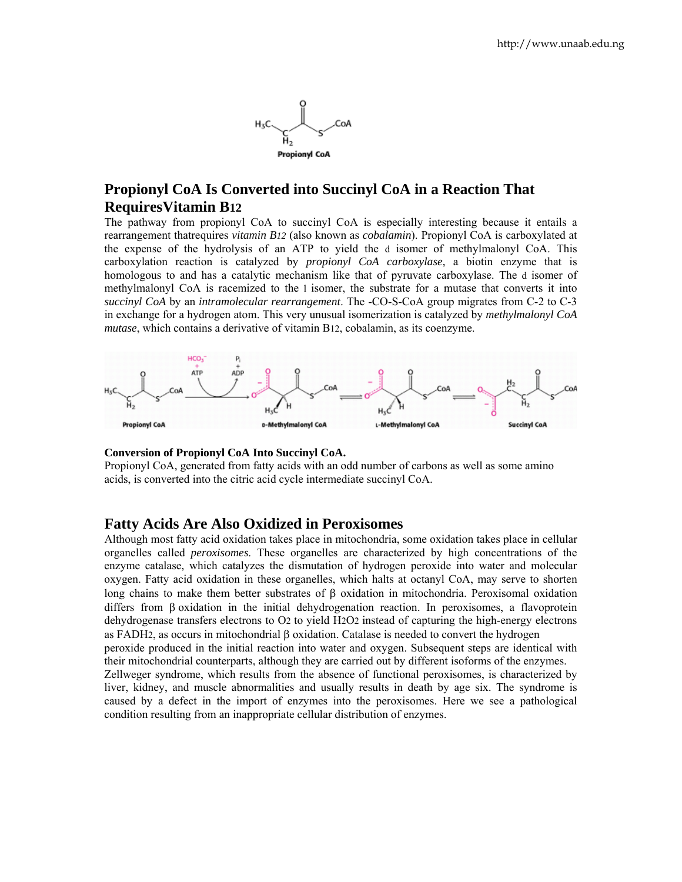## Propionyl CoA Is Converted into Succinyl CoA in a Reaction That RequiresVitamin B12

The pathway from propionyl CoA to succinyl CoA is especially interesting because it entails a rearrangement thatrequires *vitamin B12* (also known as *cobalamin*). Propionyl CoA is carboxylated at the expense of the hydrolysis of an ATP to yield the d isomer of methylmalonyl CoA. This carboxylation reaction is catalyzed by *propionyl CoA carboxylase*, a biotin enzyme that is homologous to and has a catalytic mechanism like that of pyruvate carboxylase. The d isomer of methylmalonyl CoA is racemized to the l isomer, the substrate for a mutase that converts it into *succinyl CoA* by an *intramolecular rearrangement*. The -CO-S-CoA group migrates from C-2 to C-3 in exchange for a hydrogen atom. This very unusual isomerization is catalyzed by *methylmalonyl CoA mutase*, which contains a derivative of vitamin B12, cobalamin, as its coenzyme.

**Conversion of Propionyl CoA Into Succinyl CoA.**
Propionyl CoA, generated from fatty acids with an odd number of carbons as well as some amino acids, is converted into the citric acid cycle intermediate succinyl CoA.

## Fatty Acids Are Also Oxidized in Peroxisomes

Although most fatty acid oxidation takes place in mitochondria, some oxidation takes place in cellular organelles called *peroxisomes.* These organelles are characterized by high concentrations of the enzyme catalase, which catalyzes the dismutation of hydrogen peroxide into water and molecular oxygen. Fatty acid oxidation in these organelles, which halts at octanyl CoA, may serve to shorten long chains to make them better substrates of β oxidation in mitochondria. Peroxisomal oxidation differs from β oxidation in the initial dehydrogenation reaction. In peroxisomes, a flavoprotein dehydrogenase transfers electrons to $O_2$ to yield $H_2O_2$ instead of capturing the high-energy electrons as $FADH_2$, as occurs in mitochondrial β oxidation. Catalase is needed to convert the hydrogen peroxide produced in the initial reaction into water and oxygen. Subsequent steps are identical with their mitochondrial counterparts, although they are carried out by different isoforms of the enzymes.
Zellweger syndrome, which results from the absence of functional peroxisomes, is characterized by liver, kidney, and muscle abnormalities and usually results in death by age six. The syndrome is caused by a defect in the import of enzymes into the peroxisomes. Here we see a pathological condition resulting from an inappropriate cellular distribution of enzymes.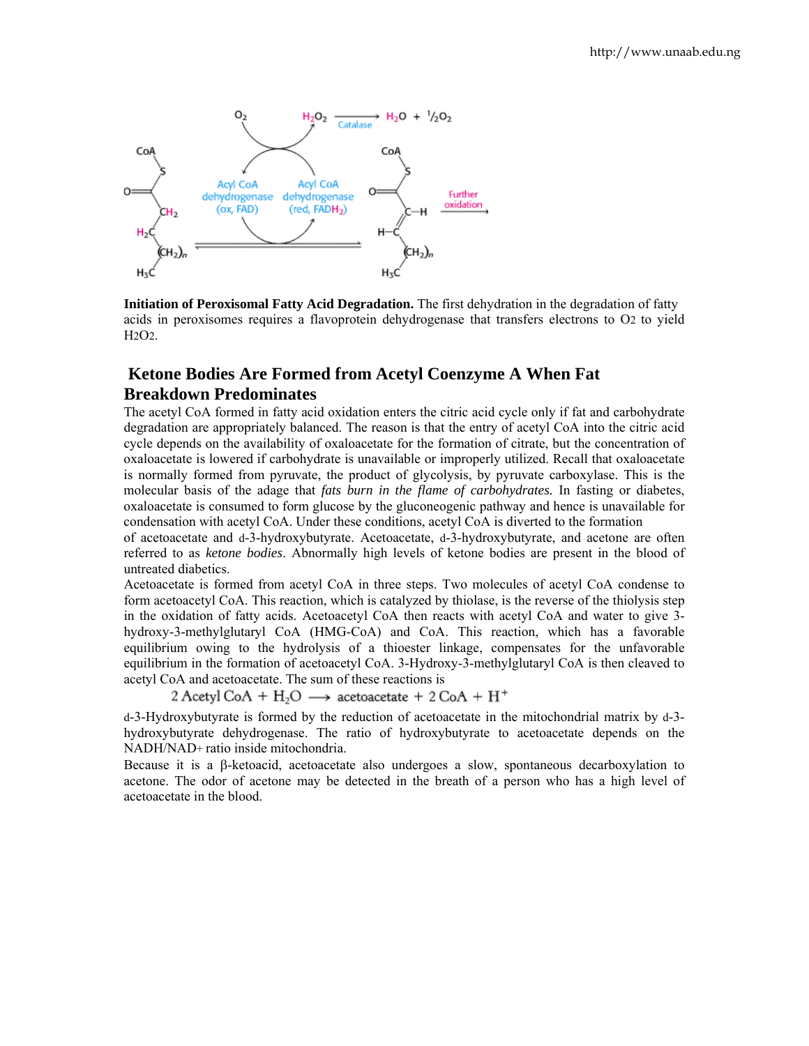**Initiation of Peroxisomal Fatty Acid Degradation.** The first dehydration in the degradation of fatty acids in peroxisomes requires a flavoprotein dehydrogenase that transfers electrons to $O_2$ to yield $H_2O_2$.

## Ketone Bodies Are Formed from Acetyl Coenzyme A When Fat Breakdown Predominates

The acetyl CoA formed in fatty acid oxidation enters the citric acid cycle only if fat and carbohydrate degradation are appropriately balanced. The reason is that the entry of acetyl CoA into the citric acid cycle depends on the availability of oxaloacetate for the formation of citrate, but the concentration of oxaloacetate is lowered if carbohydrate is unavailable or improperly utilized. Recall that oxaloacetate is normally formed from pyruvate, the product of glycolysis, by pyruvate carboxylase. This is the molecular basis of the adage that *fats burn in the flame of carbohydrates.* In fasting or diabetes, oxaloacetate is consumed to form glucose by the gluconeogenic pathway and hence is unavailable for condensation with acetyl CoA. Under these conditions, acetyl CoA is diverted to the formation of acetoacetate and d-3-hydroxybutyrate. Acetoacetate, d-3-hydroxybutyrate, and acetone are often referred to as *ketone bodies*. Abnormally high levels of ketone bodies are present in the blood of untreated diabetics.

Acetoacetate is formed from acetyl CoA in three steps. Two molecules of acetyl CoA condense to form acetoacetyl CoA. This reaction, which is catalyzed by thiolase, is the reverse of the thiolysis step in the oxidation of fatty acids. Acetoacetyl CoA then reacts with acetyl CoA and water to give 3-hydroxy-3-methylglutaryl CoA (HMG-CoA) and CoA. This reaction, which has a favorable equilibrium owing to the hydrolysis of a thioester linkage, compensates for the unfavorable equilibrium in the formation of acetoacetyl CoA. 3-Hydroxy-3-methylglutaryl CoA is then cleaved to acetyl CoA and acetoacetate. The sum of these reactions is

$$2\ \text{Acetyl CoA} + H_2O \longrightarrow \text{acetoacetate} + 2\ \text{CoA} + H^+$$

d-3-Hydroxybutyrate is formed by the reduction of acetoacetate in the mitochondrial matrix by d-3-hydroxybutyrate dehydrogenase. The ratio of hydroxybutyrate to acetoacetate depends on the $NADH/NAD^+$ ratio inside mitochondria.

Because it is a β-ketoacid, acetoacetate also undergoes a slow, spontaneous decarboxylation to acetone. The odor of acetone may be detected in the breath of a person who has a high level of acetoacetate in the blood.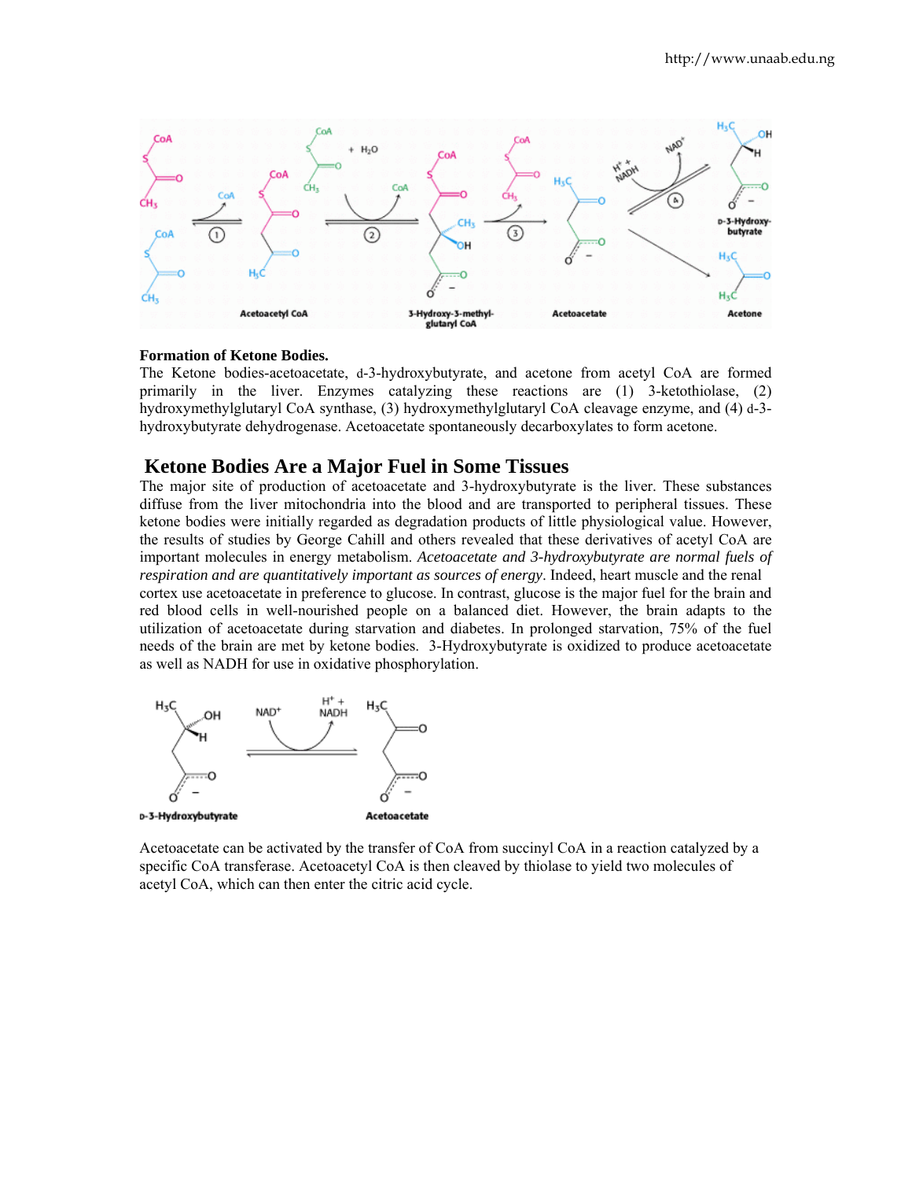**Formation of Ketone Bodies.**
The Ketone bodies-acetoacetate, d-3-hydroxybutyrate, and acetone from acetyl CoA are formed primarily in the liver. Enzymes catalyzing these reactions are (1) 3-ketothiolase, (2) hydroxymethylglutaryl CoA synthase, (3) hydroxymethylglutaryl CoA cleavage enzyme, and (4) d-3-hydroxybutyrate dehydrogenase. Acetoacetate spontaneously decarboxylates to form acetone.

## Ketone Bodies Are a Major Fuel in Some Tissues

The major site of production of acetoacetate and 3-hydroxybutyrate is the liver. These substances diffuse from the liver mitochondria into the blood and are transported to peripheral tissues. These ketone bodies were initially regarded as degradation products of little physiological value. However, the results of studies by George Cahill and others revealed that these derivatives of acetyl CoA are important molecules in energy metabolism. *Acetoacetate and 3-hydroxybutyrate are normal fuels of respiration and are quantitatively important as sources of energy*. Indeed, heart muscle and the renal cortex use acetoacetate in preference to glucose. In contrast, glucose is the major fuel for the brain and red blood cells in well-nourished people on a balanced diet. However, the brain adapts to the utilization of acetoacetate during starvation and diabetes. In prolonged starvation, 75% of the fuel needs of the brain are met by ketone bodies. 3-Hydroxybutyrate is oxidized to produce acetoacetate as well as NADH for use in oxidative phosphorylation.

Acetoacetate can be activated by the transfer of CoA from succinyl CoA in a reaction catalyzed by a specific CoA transferase. Acetoacetyl CoA is then cleaved by thiolase to yield two molecules of acetyl CoA, which can then enter the citric acid cycle.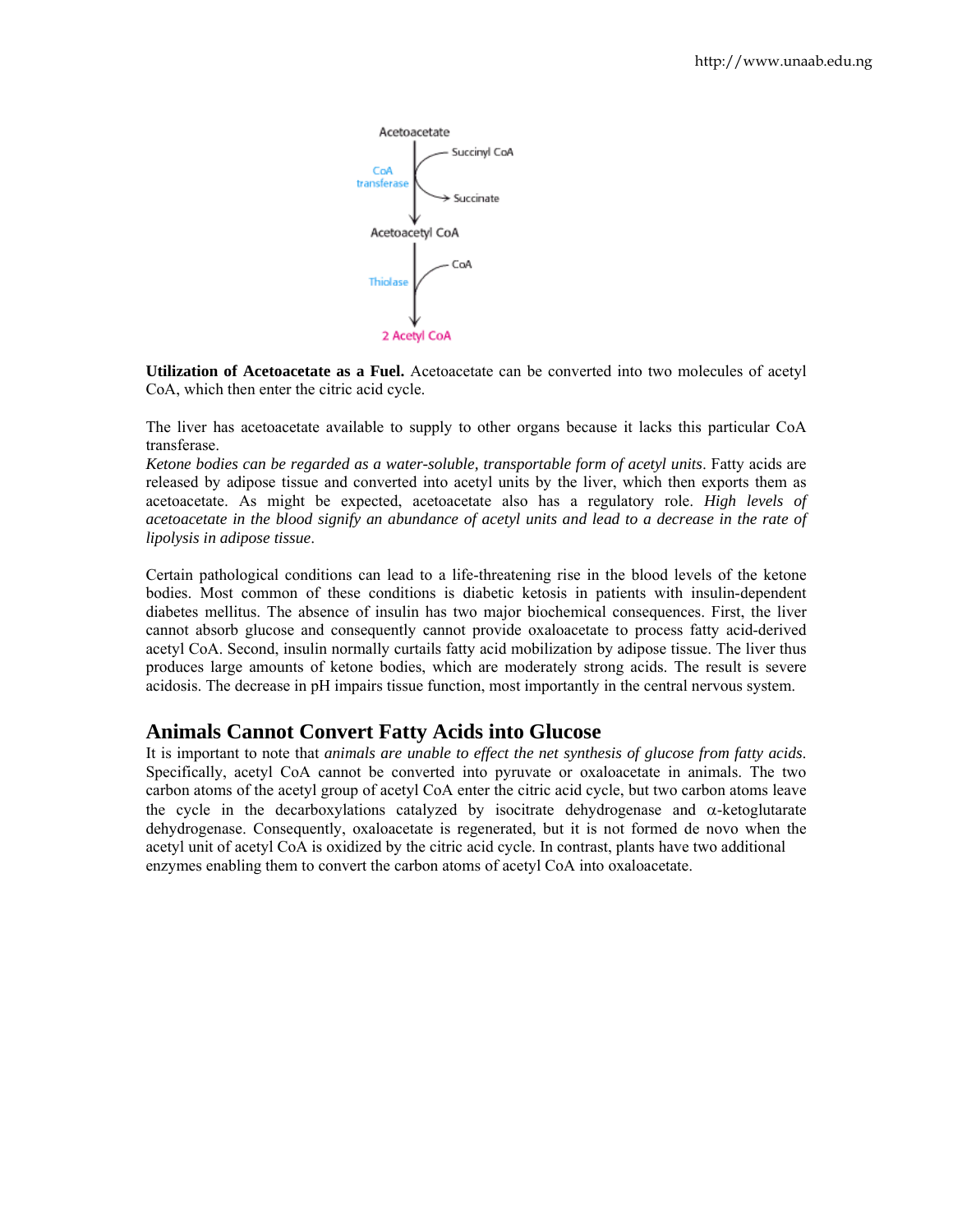Acetoacetate

Succinyl CoA

CoA transferase

Succinate

Acetoacetyl CoA

CoA

Thiolase

2 Acetyl CoA

**Utilization of Acetoacetate as a Fuel.** Acetoacetate can be converted into two molecules of acetyl CoA, which then enter the citric acid cycle.

The liver has acetoacetate available to supply to other organs because it lacks this particular CoA transferase.
*Ketone bodies can be regarded as a water-soluble, transportable form of acetyl units*. Fatty acids are released by adipose tissue and converted into acetyl units by the liver, which then exports them as acetoacetate. As might be expected, acetoacetate also has a regulatory role. *High levels of acetoacetate in the blood signify an abundance of acetyl units and lead to a decrease in the rate of lipolysis in adipose tissue*.

Certain pathological conditions can lead to a life-threatening rise in the blood levels of the ketone bodies. Most common of these conditions is diabetic ketosis in patients with insulin-dependent diabetes mellitus. The absence of insulin has two major biochemical consequences. First, the liver cannot absorb glucose and consequently cannot provide oxaloacetate to process fatty acid-derived acetyl CoA. Second, insulin normally curtails fatty acid mobilization by adipose tissue. The liver thus produces large amounts of ketone bodies, which are moderately strong acids. The result is severe acidosis. The decrease in pH impairs tissue function, most importantly in the central nervous system.

## Animals Cannot Convert Fatty Acids into Glucose

It is important to note that *animals are unable to effect the net synthesis of glucose from fatty acids*. Specifically, acetyl CoA cannot be converted into pyruvate or oxaloacetate in animals. The two carbon atoms of the acetyl group of acetyl CoA enter the citric acid cycle, but two carbon atoms leave the cycle in the decarboxylations catalyzed by isocitrate dehydrogenase and α-ketoglutarate dehydrogenase. Consequently, oxaloacetate is regenerated, but it is not formed de novo when the acetyl unit of acetyl CoA is oxidized by the citric acid cycle. In contrast, plants have two additional enzymes enabling them to convert the carbon atoms of acetyl CoA into oxaloacetate.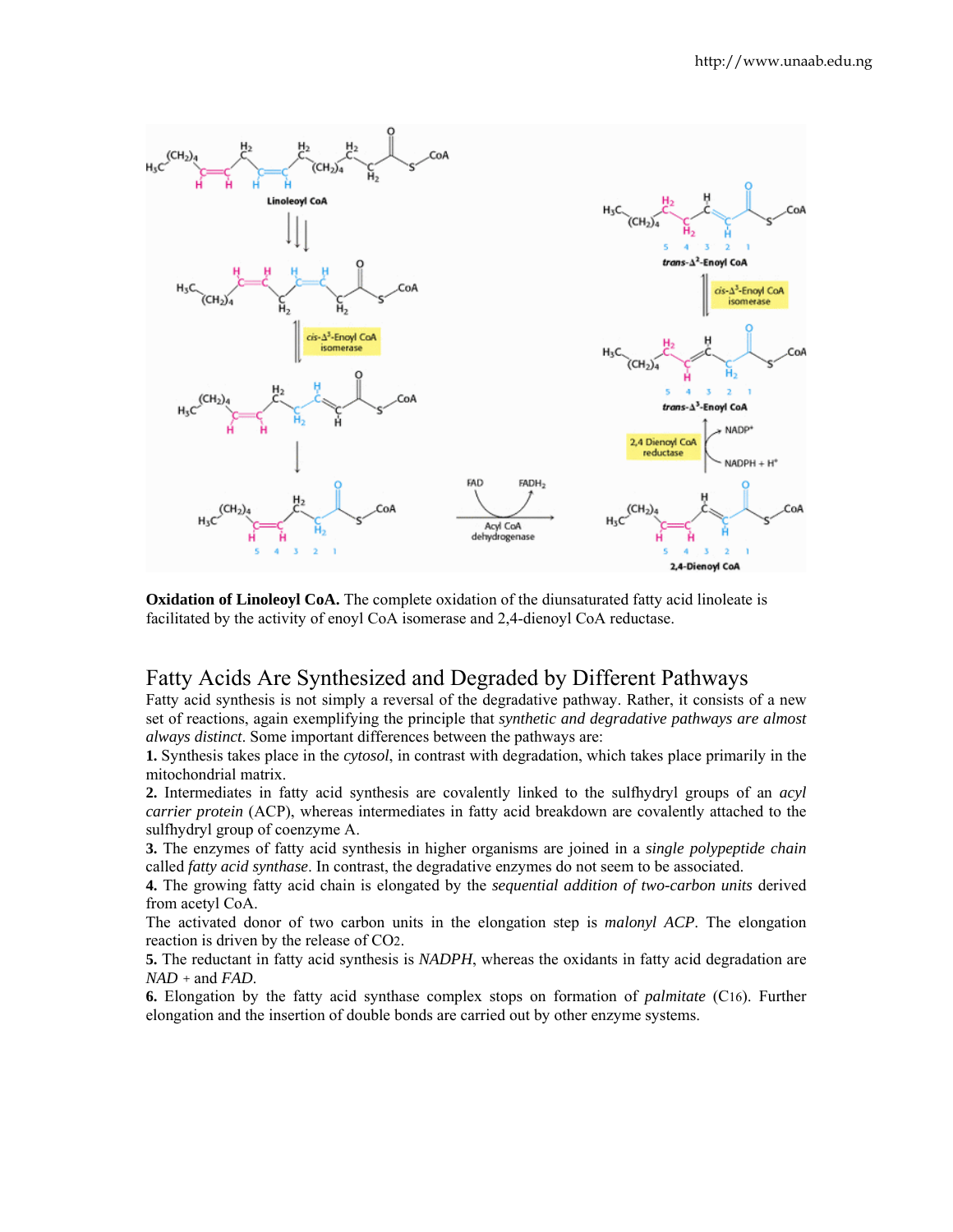**Oxidation of Linoleoyl CoA.** The complete oxidation of the diunsaturated fatty acid linoleate is facilitated by the activity of enoyl CoA isomerase and 2,4-dienoyl CoA reductase.

## Fatty Acids Are Synthesized and Degraded by Different Pathways

Fatty acid synthesis is not simply a reversal of the degradative pathway. Rather, it consists of a new set of reactions, again exemplifying the principle that *synthetic and degradative pathways are almost always distinct*. Some important differences between the pathways are:

**1.** Synthesis takes place in the *cytosol*, in contrast with degradation, which takes place primarily in the mitochondrial matrix.

**2.** Intermediates in fatty acid synthesis are covalently linked to the sulfhydryl groups of an *acyl carrier protein* (ACP), whereas intermediates in fatty acid breakdown are covalently attached to the sulfhydryl group of coenzyme A.

**3.** The enzymes of fatty acid synthesis in higher organisms are joined in a *single polypeptide chain* called *fatty acid synthase*. In contrast, the degradative enzymes do not seem to be associated.

**4.** The growing fatty acid chain is elongated by the *sequential addition of two-carbon units* derived from acetyl CoA.

The activated donor of two carbon units in the elongation step is *malonyl ACP*. The elongation reaction is driven by the release of $CO_2$.

**5.** The reductant in fatty acid synthesis is *NADPH*, whereas the oxidants in fatty acid degradation are *NAD* + and *FAD*.

**6.** Elongation by the fatty acid synthase complex stops on formation of *palmitate* ($C_{16}$). Further elongation and the insertion of double bonds are carried out by other enzyme systems.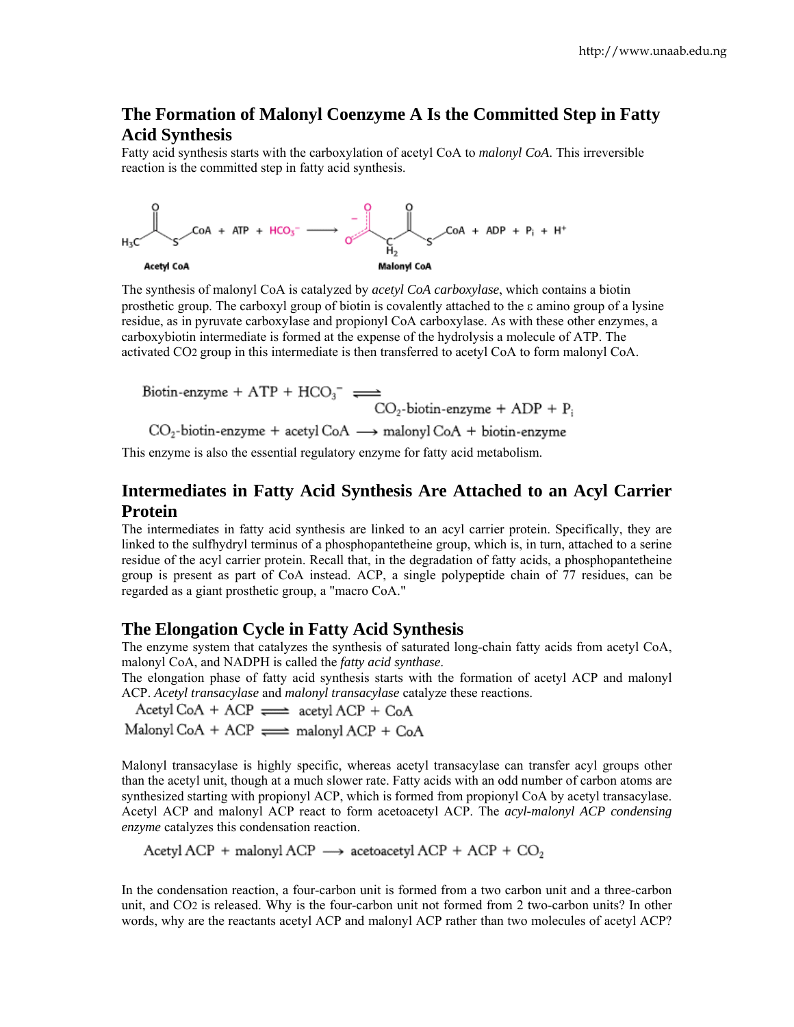## The Formation of Malonyl Coenzyme A Is the Committed Step in Fatty Acid Synthesis

Fatty acid synthesis starts with the carboxylation of acetyl CoA to *malonyl CoA*. This irreversible reaction is the committed step in fatty acid synthesis.

$$\text{Acetyl CoA} + \text{ATP} + HCO_3^- \longrightarrow \text{Malonyl CoA} + \text{ADP} + P_i + H^+$$

The synthesis of malonyl CoA is catalyzed by *acetyl CoA carboxylase*, which contains a biotin prosthetic group. The carboxyl group of biotin is covalently attached to the ε amino group of a lysine residue, as in pyruvate carboxylase and propionyl CoA carboxylase. As with these other enzymes, a carboxybiotin intermediate is formed at the expense of the hydrolysis a molecule of ATP. The activated $CO_2$ group in this intermediate is then transferred to acetyl CoA to form malonyl CoA.

$$\text{Biotin-enzyme} + \text{ATP} + HCO_3^- \rightleftharpoons CO_2\text{-biotin-enzyme} + \text{ADP} + P_i$$

$$CO_2\text{-biotin-enzyme} + \text{acetyl CoA} \longrightarrow \text{malonyl CoA} + \text{biotin-enzyme}$$

This enzyme is also the essential regulatory enzyme for fatty acid metabolism.

## Intermediates in Fatty Acid Synthesis Are Attached to an Acyl Carrier Protein

The intermediates in fatty acid synthesis are linked to an acyl carrier protein. Specifically, they are linked to the sulfhydryl terminus of a phosphopantetheine group, which is, in turn, attached to a serine residue of the acyl carrier protein. Recall that, in the degradation of fatty acids, a phosphopantetheine group is present as part of CoA instead. ACP, a single polypeptide chain of 77 residues, can be regarded as a giant prosthetic group, a "macro CoA."

## The Elongation Cycle in Fatty Acid Synthesis

The enzyme system that catalyzes the synthesis of saturated long-chain fatty acids from acetyl CoA, malonyl CoA, and NADPH is called the *fatty acid synthase*.

The elongation phase of fatty acid synthesis starts with the formation of acetyl ACP and malonyl ACP. *Acetyl transacylase* and *malonyl transacylase* catalyze these reactions.

$$\text{Acetyl CoA} + \text{ACP} \rightleftharpoons \text{acetyl ACP} + \text{CoA}$$

$$\text{Malonyl CoA} + \text{ACP} \rightleftharpoons \text{malonyl ACP} + \text{CoA}$$

Malonyl transacylase is highly specific, whereas acetyl transacylase can transfer acyl groups other than the acetyl unit, though at a much slower rate. Fatty acids with an odd number of carbon atoms are synthesized starting with propionyl ACP, which is formed from propionyl CoA by acetyl transacylase. Acetyl ACP and malonyl ACP react to form acetoacetyl ACP. The *acyl-malonyl ACP condensing enzyme* catalyzes this condensation reaction.

$$\text{Acetyl ACP} + \text{malonyl ACP} \longrightarrow \text{acetoacetyl ACP} + \text{ACP} + CO_2$$

In the condensation reaction, a four-carbon unit is formed from a two carbon unit and a three-carbon unit, and $CO_2$ is released. Why is the four-carbon unit not formed from 2 two-carbon units? In other words, why are the reactants acetyl ACP and malonyl ACP rather than two molecules of acetyl ACP?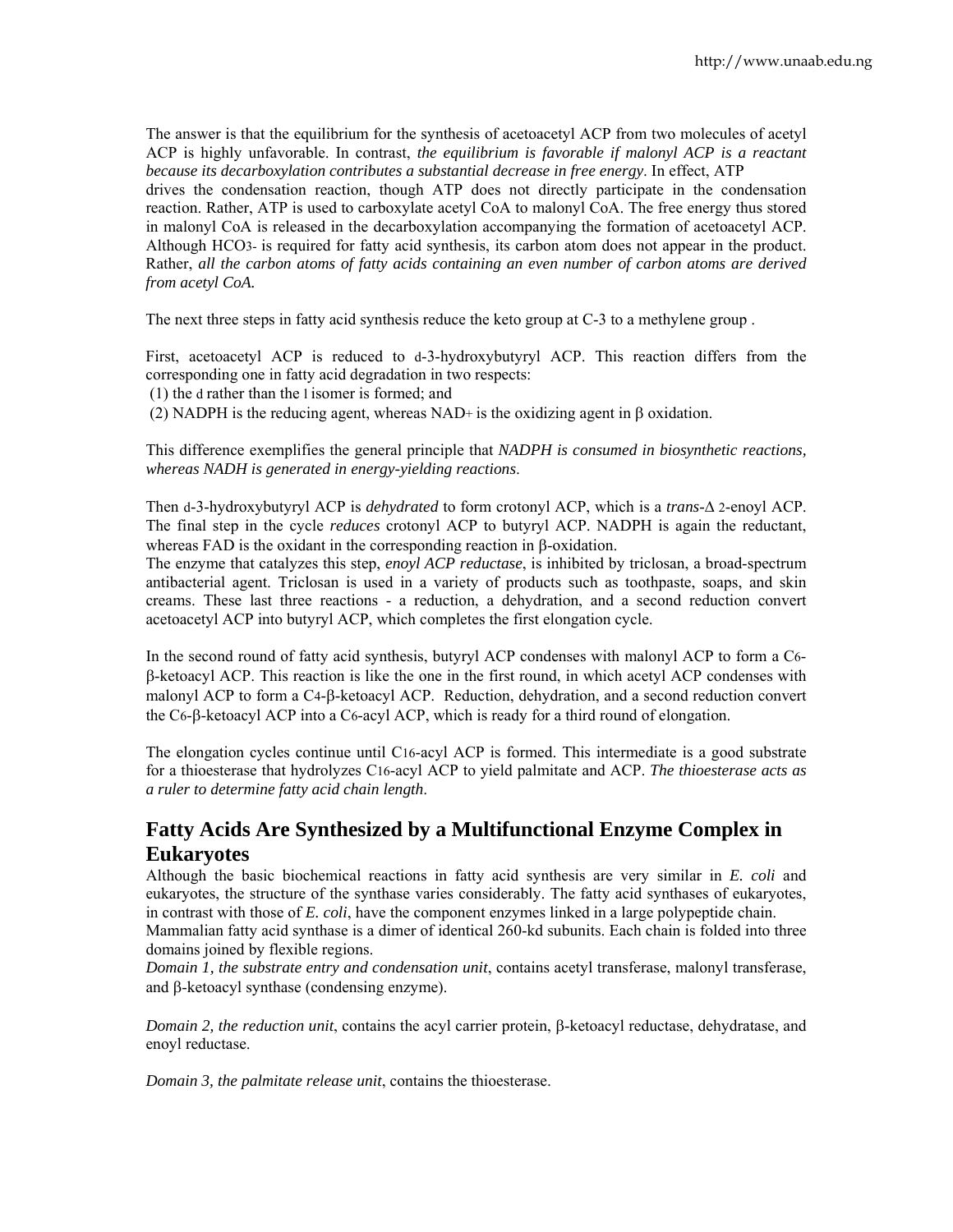The answer is that the equilibrium for the synthesis of acetoacetyl ACP from two molecules of acetyl ACP is highly unfavorable. In contrast, *the equilibrium is favorable if malonyl ACP is a reactant because its decarboxylation contributes a substantial decrease in free energy*. In effect, ATP drives the condensation reaction, though ATP does not directly participate in the condensation reaction. Rather, ATP is used to carboxylate acetyl CoA to malonyl CoA. The free energy thus stored in malonyl CoA is released in the decarboxylation accompanying the formation of acetoacetyl ACP. Although $HCO_3^-$ is required for fatty acid synthesis, its carbon atom does not appear in the product. Rather, *all the carbon atoms of fatty acids containing an even number of carbon atoms are derived from acetyl CoA.*

The next three steps in fatty acid synthesis reduce the keto group at C-3 to a methylene group .

First, acetoacetyl ACP is reduced to d-3-hydroxybutyryl ACP. This reaction differs from the corresponding one in fatty acid degradation in two respects:

(1) the d rather than the l isomer is formed; and

(2) NADPH is the reducing agent, whereas $NAD^+$ is the oxidizing agent in β oxidation.

This difference exemplifies the general principle that *NADPH is consumed in biosynthetic reactions, whereas NADH is generated in energy-yielding reactions*.

Then d-3-hydroxybutyryl ACP is *dehydrated* to form crotonyl ACP, which is a *trans*-$\Delta^2$-enoyl ACP. The final step in the cycle *reduces* crotonyl ACP to butyryl ACP. NADPH is again the reductant, whereas FAD is the oxidant in the corresponding reaction in β-oxidation.

The enzyme that catalyzes this step, *enoyl ACP reductase*, is inhibited by triclosan, a broad-spectrum antibacterial agent. Triclosan is used in a variety of products such as toothpaste, soaps, and skin creams. These last three reactions - a reduction, a dehydration, and a second reduction convert acetoacetyl ACP into butyryl ACP, which completes the first elongation cycle.

In the second round of fatty acid synthesis, butyryl ACP condenses with malonyl ACP to form a $C_6$-β-ketoacyl ACP. This reaction is like the one in the first round, in which acetyl ACP condenses with malonyl ACP to form a $C_4$-β-ketoacyl ACP. Reduction, dehydration, and a second reduction convert the $C_6$-β-ketoacyl ACP into a $C_6$-acyl ACP, which is ready for a third round of elongation.

The elongation cycles continue until $C_{16}$-acyl ACP is formed. This intermediate is a good substrate for a thioesterase that hydrolyzes $C_{16}$-acyl ACP to yield palmitate and ACP. *The thioesterase acts as a ruler to determine fatty acid chain length*.

## Fatty Acids Are Synthesized by a Multifunctional Enzyme Complex in Eukaryotes

Although the basic biochemical reactions in fatty acid synthesis are very similar in *E. coli* and eukaryotes, the structure of the synthase varies considerably. The fatty acid synthases of eukaryotes, in contrast with those of *E. coli*, have the component enzymes linked in a large polypeptide chain.

Mammalian fatty acid synthase is a dimer of identical 260-kd subunits. Each chain is folded into three domains joined by flexible regions.

*Domain 1, the substrate entry and condensation unit*, contains acetyl transferase, malonyl transferase, and β-ketoacyl synthase (condensing enzyme).

*Domain 2, the reduction unit*, contains the acyl carrier protein, β-ketoacyl reductase, dehydratase, and enoyl reductase.

*Domain 3, the palmitate release unit*, contains the thioesterase.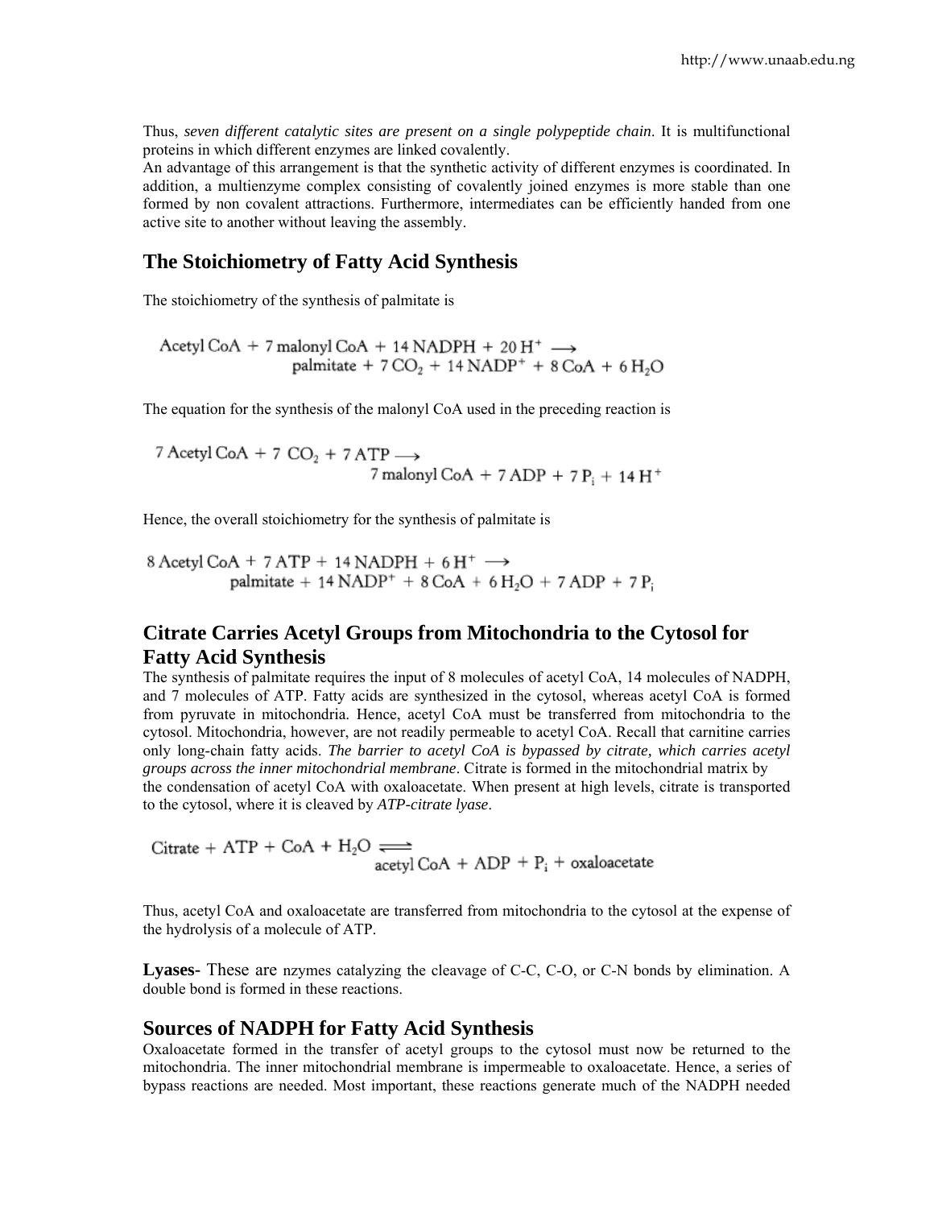Thus, *seven different catalytic sites are present on a single polypeptide chain*. It is multifunctional proteins in which different enzymes are linked covalently.
An advantage of this arrangement is that the synthetic activity of different enzymes is coordinated. In addition, a multienzyme complex consisting of covalently joined enzymes is more stable than one formed by non covalent attractions. Furthermore, intermediates can be efficiently handed from one active site to another without leaving the assembly.

## The Stoichiometry of Fatty Acid Synthesis

The stoichiometry of the synthesis of palmitate is

$$\text{Acetyl CoA} + 7\text{ malonyl CoA} + 14\text{ NADPH} + 20\text{ H}^+ \longrightarrow \text{palmitate} + 7\text{ CO}_2 + 14\text{ NADP}^+ + 8\text{ CoA} + 6\text{ H}_2\text{O}$$

The equation for the synthesis of the malonyl CoA used in the preceding reaction is

$$7\text{ Acetyl CoA} + 7\text{ CO}_2 + 7\text{ ATP} \longrightarrow 7\text{ malonyl CoA} + 7\text{ ADP} + 7\text{ P}_i + 14\text{ H}^+$$

Hence, the overall stoichiometry for the synthesis of palmitate is

$$8\text{ Acetyl CoA} + 7\text{ ATP} + 14\text{ NADPH} + 6\text{ H}^+ \longrightarrow \text{palmitate} + 14\text{ NADP}^+ + 8\text{ CoA} + 6\text{ H}_2\text{O} + 7\text{ ADP} + 7\text{ P}_i$$

## Citrate Carries Acetyl Groups from Mitochondria to the Cytosol for Fatty Acid Synthesis

The synthesis of palmitate requires the input of 8 molecules of acetyl CoA, 14 molecules of NADPH, and 7 molecules of ATP. Fatty acids are synthesized in the cytosol, whereas acetyl CoA is formed from pyruvate in mitochondria. Hence, acetyl CoA must be transferred from mitochondria to the cytosol. Mitochondria, however, are not readily permeable to acetyl CoA. Recall that carnitine carries only long-chain fatty acids. *The barrier to acetyl CoA is bypassed by citrate, which carries acetyl groups across the inner mitochondrial membrane*. Citrate is formed in the mitochondrial matrix by the condensation of acetyl CoA with oxaloacetate. When present at high levels, citrate is transported to the cytosol, where it is cleaved by *ATP-citrate lyase*.

$$\text{Citrate} + \text{ATP} + \text{CoA} + \text{H}_2\text{O} \rightleftharpoons \text{acetyl CoA} + \text{ADP} + \text{P}_i + \text{oxaloacetate}$$

Thus, acetyl CoA and oxaloacetate are transferred from mitochondria to the cytosol at the expense of the hydrolysis of a molecule of ATP.

**Lyases-** These are nzymes catalyzing the cleavage of C-C, C-O, or C-N bonds by elimination. A double bond is formed in these reactions.

## Sources of NADPH for Fatty Acid Synthesis

Oxaloacetate formed in the transfer of acetyl groups to the cytosol must now be returned to the mitochondria. The inner mitochondrial membrane is impermeable to oxaloacetate. Hence, a series of bypass reactions are needed. Most important, these reactions generate much of the NADPH needed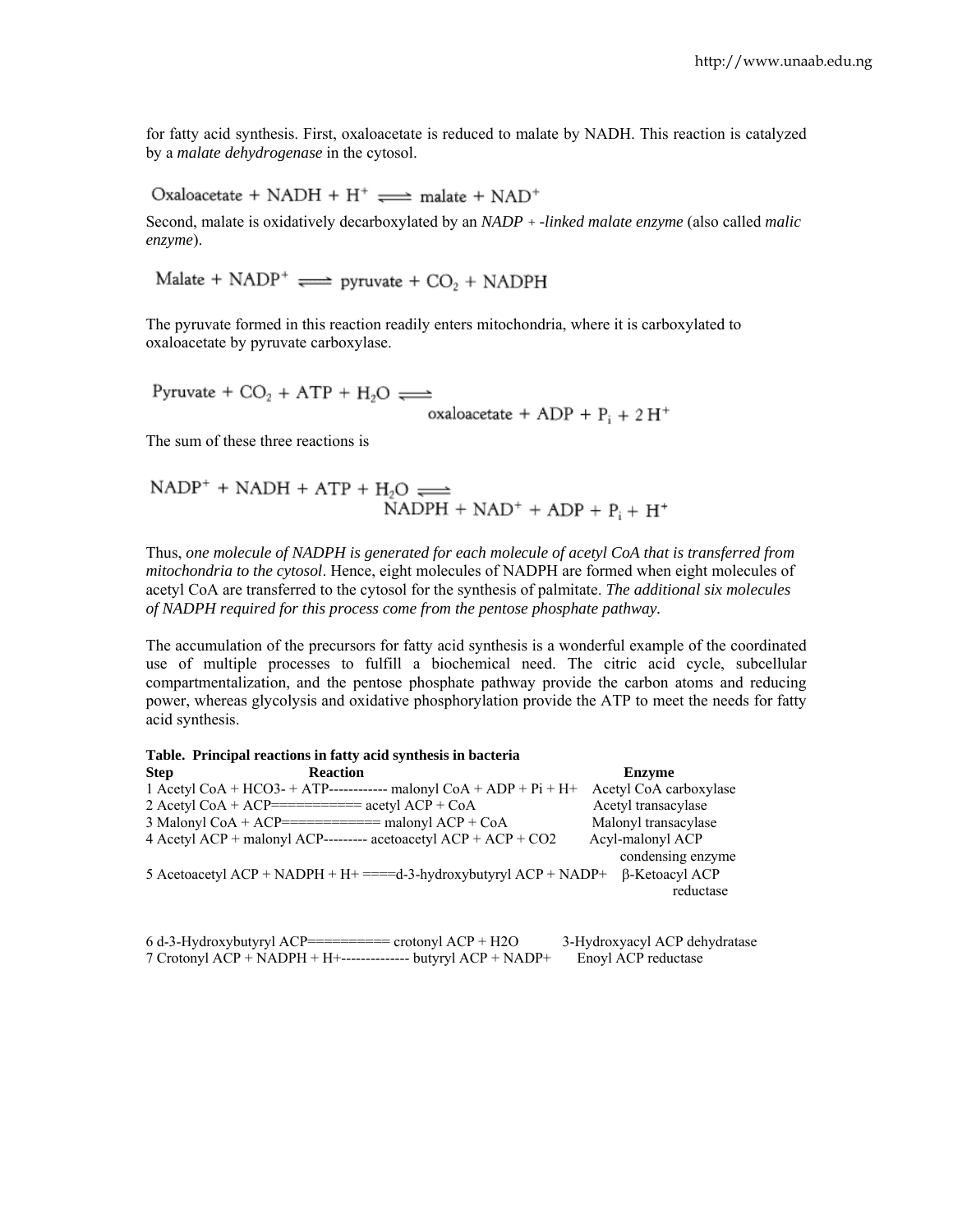for fatty acid synthesis. First, oxaloacetate is reduced to malate by NADH. This reaction is catalyzed by a *malate dehydrogenase* in the cytosol.

$$\text{Oxaloacetate} + \text{NADH} + \text{H}^+ \rightleftharpoons \text{malate} + \text{NAD}^+$$

Second, malate is oxidatively decarboxylated by an *NADP + -linked malate enzyme* (also called *malic enzyme*).

$$\text{Malate} + \text{NADP}^+ \rightleftharpoons \text{pyruvate} + \text{CO}_2 + \text{NADPH}$$

The pyruvate formed in this reaction readily enters mitochondria, where it is carboxylated to oxaloacetate by pyruvate carboxylase.

$$\text{Pyruvate} + \text{CO}_2 + \text{ATP} + \text{H}_2\text{O} \rightleftharpoons \text{oxaloacetate} + \text{ADP} + \text{P}_i + 2\,\text{H}^+$$

The sum of these three reactions is

$$\text{NADP}^+ + \text{NADH} + \text{ATP} + \text{H}_2\text{O} \rightleftharpoons \text{NADPH} + \text{NAD}^+ + \text{ADP} + \text{P}_i + \text{H}^+$$

Thus, *one molecule of NADPH is generated for each molecule of acetyl CoA that is transferred from mitochondria to the cytosol*. Hence, eight molecules of NADPH are formed when eight molecules of acetyl CoA are transferred to the cytosol for the synthesis of palmitate. *The additional six molecules of NADPH required for this process come from the pentose phosphate pathway.*

The accumulation of the precursors for fatty acid synthesis is a wonderful example of the coordinated use of multiple processes to fulfill a biochemical need. The citric acid cycle, subcellular compartmentalization, and the pentose phosphate pathway provide the carbon atoms and reducing power, whereas glycolysis and oxidative phosphorylation provide the ATP to meet the needs for fatty acid synthesis.

**Table. Principal reactions in fatty acid synthesis in bacteria**

| Step | Reaction | Enzyme |
|---|---|---|
| 1 | Acetyl CoA + $HCO_3^-$ + ATP------------ malonyl CoA + ADP + Pi + $H^+$ | Acetyl CoA carboxylase |
| 2 | Acetyl CoA + ACP=========== acetyl ACP + CoA | Acetyl transacylase |
| 3 | Malonyl CoA + ACP============ malonyl ACP + CoA | Malonyl transacylase |
| 4 | Acetyl ACP + malonyl ACP--------- acetoacetyl ACP + ACP + $CO_2$ | Acyl-malonyl ACP condensing enzyme |
| 5 | Acetoacetyl ACP + NADPH + $H^+$ ====d-3-hydroxybutyryl ACP + $NADP^+$ | β-Ketoacyl ACP reductase |
| 6 | d-3-Hydroxybutyryl ACP========== crotonyl ACP + $H_2O$ | 3-Hydroxyacyl ACP dehydratase |
| 7 | Crotonyl ACP + NADPH + $H^+$-------------- butyryl ACP + $NADP^+$ | Enoyl ACP reductase |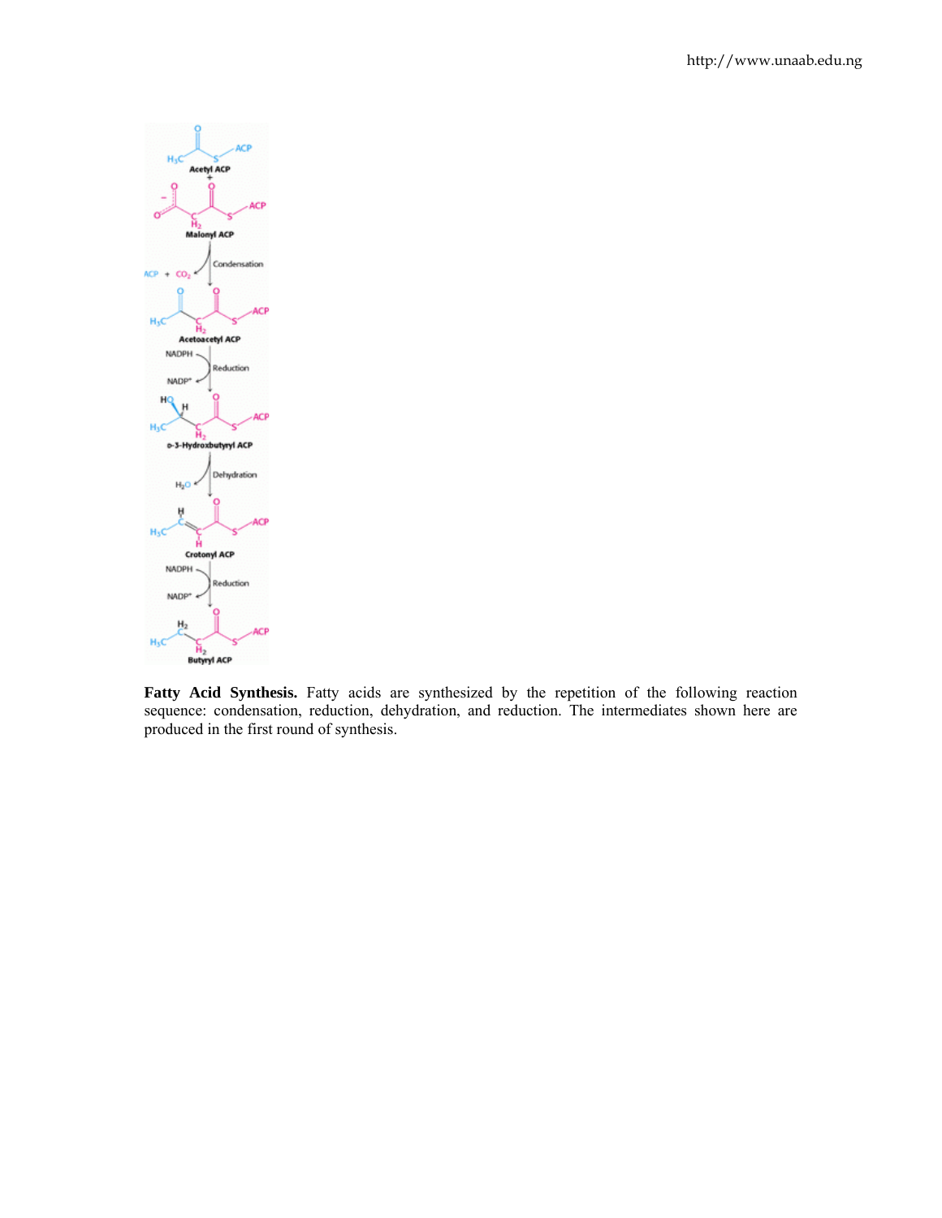**Fatty Acid Synthesis.** Fatty acids are synthesized by the repetition of the following reaction sequence: condensation, reduction, dehydration, and reduction. The intermediates shown here are produced in the first round of synthesis.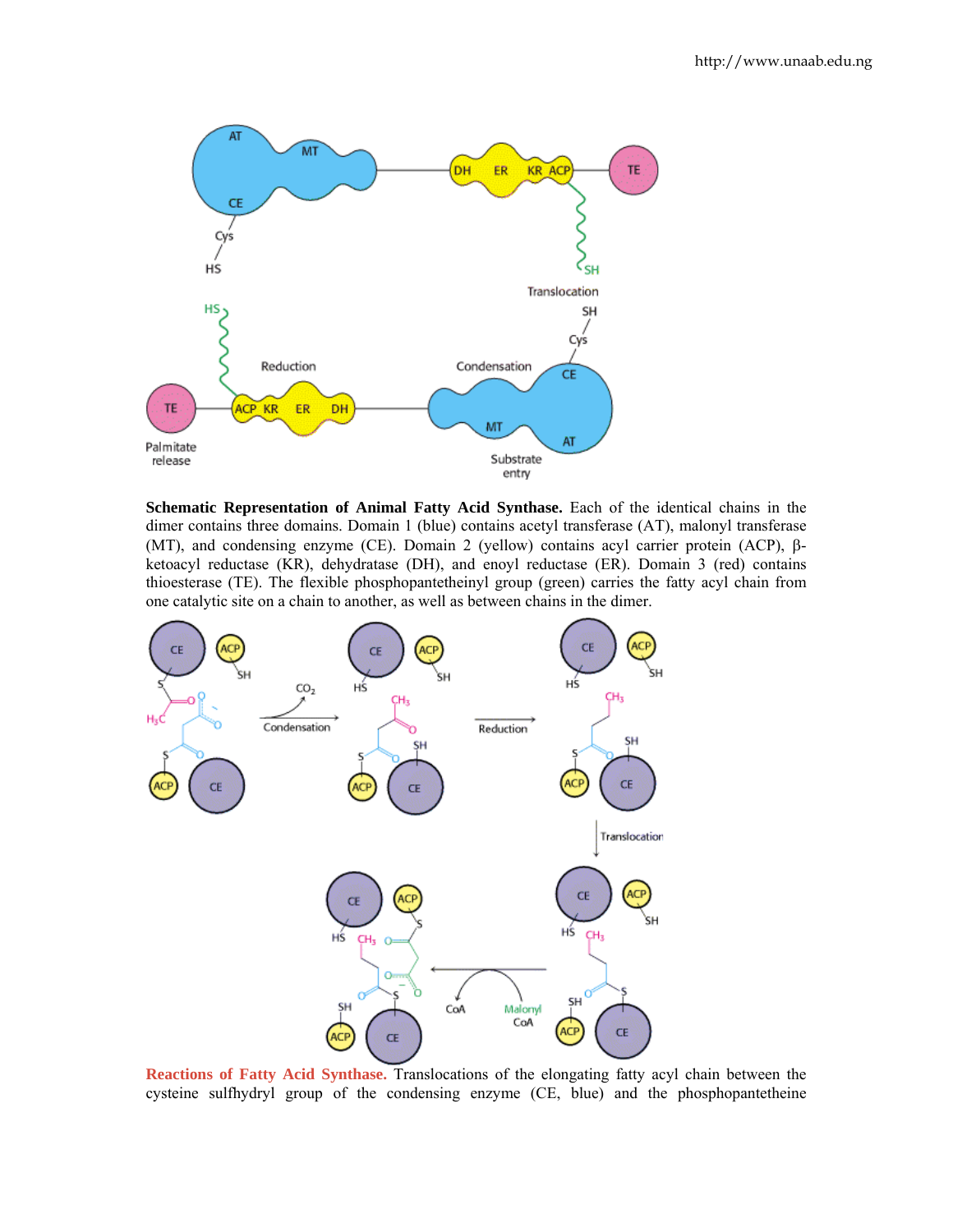**Schematic Representation of Animal Fatty Acid Synthase.** Each of the identical chains in the dimer contains three domains. Domain 1 (blue) contains acetyl transferase (AT), malonyl transferase (MT), and condensing enzyme (CE). Domain 2 (yellow) contains acyl carrier protein (ACP), β-ketoacyl reductase (KR), dehydratase (DH), and enoyl reductase (ER). Domain 3 (red) contains thioesterase (TE). The flexible phosphopantetheinyl group (green) carries the fatty acyl chain from one catalytic site on a chain to another, as well as between chains in the dimer.

**Reactions of Fatty Acid Synthase.** Translocations of the elongating fatty acyl chain between the cysteine sulfhydryl group of the condensing enzyme (CE, blue) and the phosphopantetheine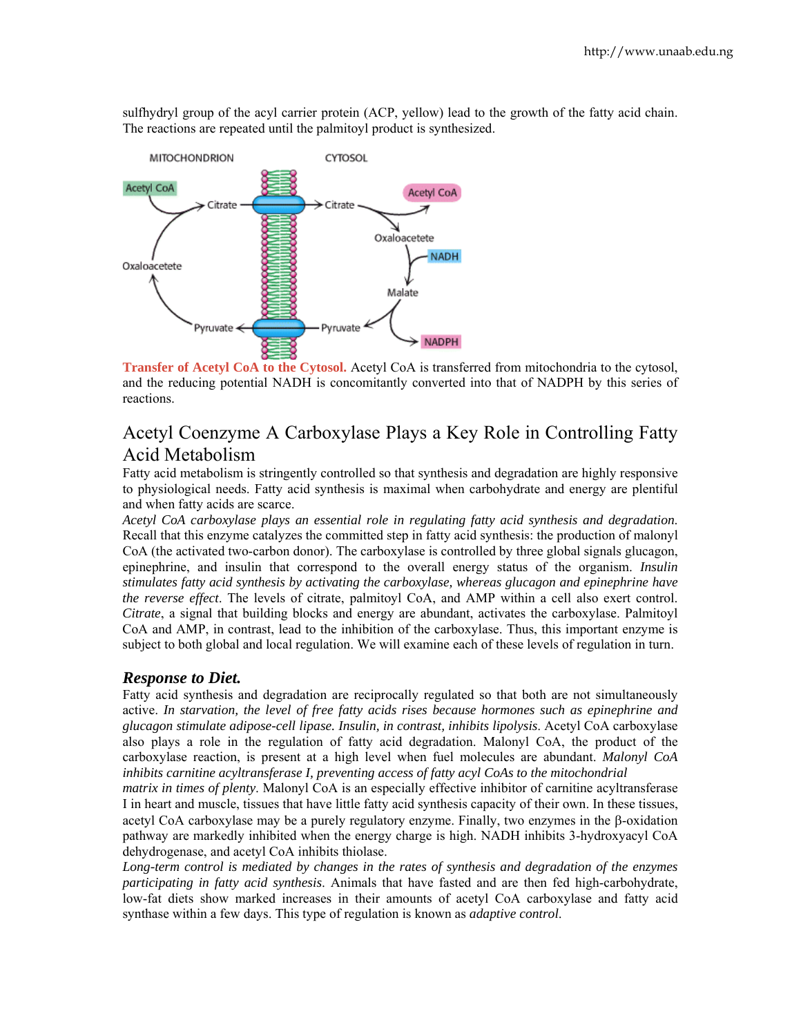sulfhydryl group of the acyl carrier protein (ACP, yellow) lead to the growth of the fatty acid chain. The reactions are repeated until the palmitoyl product is synthesized.

MITOCHONDRION

CYTOSOL

Acetyl CoA

Citrate

Citrate

Acetyl CoA

Oxaloacetete

Oxaloacetete

NADH

Malate

Pyruvate

Pyruvate

NADPH

**Transfer of Acetyl CoA to the Cytosol.** Acetyl CoA is transferred from mitochondria to the cytosol, and the reducing potential NADH is concomitantly converted into that of NADPH by this series of reactions.

## Acetyl Coenzyme A Carboxylase Plays a Key Role in Controlling Fatty Acid Metabolism

Fatty acid metabolism is stringently controlled so that synthesis and degradation are highly responsive to physiological needs. Fatty acid synthesis is maximal when carbohydrate and energy are plentiful and when fatty acids are scarce.

*Acetyl CoA carboxylase plays an essential role in regulating fatty acid synthesis and degradation.* Recall that this enzyme catalyzes the committed step in fatty acid synthesis: the production of malonyl CoA (the activated two-carbon donor). The carboxylase is controlled by three global signals glucagon, epinephrine, and insulin that correspond to the overall energy status of the organism. *Insulin stimulates fatty acid synthesis by activating the carboxylase, whereas glucagon and epinephrine have the reverse effect*. The levels of citrate, palmitoyl CoA, and AMP within a cell also exert control. *Citrate*, a signal that building blocks and energy are abundant, activates the carboxylase. Palmitoyl CoA and AMP, in contrast, lead to the inhibition of the carboxylase. Thus, this important enzyme is subject to both global and local regulation. We will examine each of these levels of regulation in turn.

### *Response to Diet.*

Fatty acid synthesis and degradation are reciprocally regulated so that both are not simultaneously active. *In starvation, the level of free fatty acids rises because hormones such as epinephrine and glucagon stimulate adipose-cell lipase. Insulin, in contrast, inhibits lipolysis*. Acetyl CoA carboxylase also plays a role in the regulation of fatty acid degradation. Malonyl CoA, the product of the carboxylase reaction, is present at a high level when fuel molecules are abundant. *Malonyl CoA inhibits carnitine acyltransferase I, preventing access of fatty acyl CoAs to the mitochondrial matrix in times of plenty*. Malonyl CoA is an especially effective inhibitor of carnitine acyltransferase I in heart and muscle, tissues that have little fatty acid synthesis capacity of their own. In these tissues, acetyl CoA carboxylase may be a purely regulatory enzyme. Finally, two enzymes in the β-oxidation pathway are markedly inhibited when the energy charge is high. NADH inhibits 3-hydroxyacyl CoA dehydrogenase, and acetyl CoA inhibits thiolase.

*Long-term control is mediated by changes in the rates of synthesis and degradation of the enzymes participating in fatty acid synthesis*. Animals that have fasted and are then fed high-carbohydrate, low-fat diets show marked increases in their amounts of acetyl CoA carboxylase and fatty acid synthase within a few days. This type of regulation is known as *adaptive control*.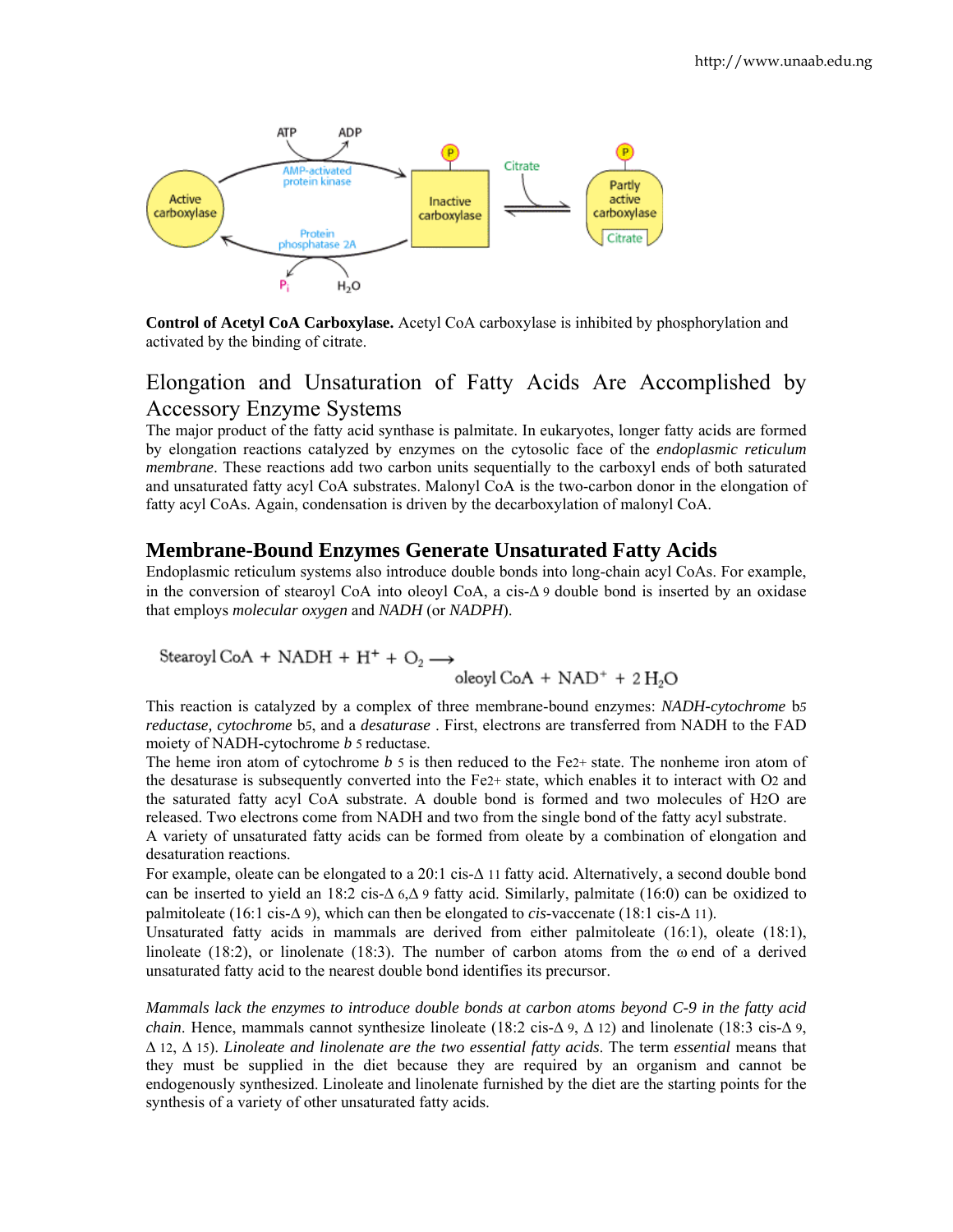**Control of Acetyl CoA Carboxylase.** Acetyl CoA carboxylase is inhibited by phosphorylation and activated by the binding of citrate.

## Elongation and Unsaturation of Fatty Acids Are Accomplished by Accessory Enzyme Systems

The major product of the fatty acid synthase is palmitate. In eukaryotes, longer fatty acids are formed by elongation reactions catalyzed by enzymes on the cytosolic face of the *endoplasmic reticulum membrane*. These reactions add two carbon units sequentially to the carboxyl ends of both saturated and unsaturated fatty acyl CoA substrates. Malonyl CoA is the two-carbon donor in the elongation of fatty acyl CoAs. Again, condensation is driven by the decarboxylation of malonyl CoA.

## Membrane-Bound Enzymes Generate Unsaturated Fatty Acids

Endoplasmic reticulum systems also introduce double bonds into long-chain acyl CoAs. For example, in the conversion of stearoyl CoA into oleoyl CoA, a cis-$\Delta$9 double bond is inserted by an oxidase that employs *molecular oxygen* and *NADH* (or *NADPH*).

$$\text{Stearoyl CoA} + \text{NADH} + H^+ + O_2 \longrightarrow \text{oleoyl CoA} + \text{NAD}^+ + 2\,H_2O$$

This reaction is catalyzed by a complex of three membrane-bound enzymes: *NADH-cytochrome* $b_5$ *reductase, cytochrome* $b_5$, and a *desaturase* . First, electrons are transferred from NADH to the FAD moiety of NADH-cytochrome *b* 5 reductase.

The heme iron atom of cytochrome *b* 5 is then reduced to the $Fe^{2+}$ state. The nonheme iron atom of the desaturase is subsequently converted into the $Fe^{2+}$ state, which enables it to interact with $O_2$ and the saturated fatty acyl CoA substrate. A double bond is formed and two molecules of $H_2O$ are released. Two electrons come from NADH and two from the single bond of the fatty acyl substrate.

A variety of unsaturated fatty acids can be formed from oleate by a combination of elongation and desaturation reactions.

For example, oleate can be elongated to a 20:1 cis-$\Delta$11 fatty acid. Alternatively, a second double bond can be inserted to yield an 18:2 cis-$\Delta$6,$\Delta$9 fatty acid. Similarly, palmitate (16:0) can be oxidized to palmitoleate (16:1 cis-$\Delta$9), which can then be elongated to *cis*-vaccenate (18:1 cis-$\Delta$11).

Unsaturated fatty acids in mammals are derived from either palmitoleate (16:1), oleate (18:1), linoleate (18:2), or linolenate (18:3). The number of carbon atoms from the $\omega$ end of a derived unsaturated fatty acid to the nearest double bond identifies its precursor.

*Mammals lack the enzymes to introduce double bonds at carbon atoms beyond C-9 in the fatty acid chain*. Hence, mammals cannot synthesize linoleate (18:2 cis-$\Delta$9, $\Delta$12) and linolenate (18:3 cis-$\Delta$9, $\Delta$12, $\Delta$15). *Linoleate and linolenate are the two essential fatty acids*. The term *essential* means that they must be supplied in the diet because they are required by an organism and cannot be endogenously synthesized. Linoleate and linolenate furnished by the diet are the starting points for the synthesis of a variety of other unsaturated fatty acids.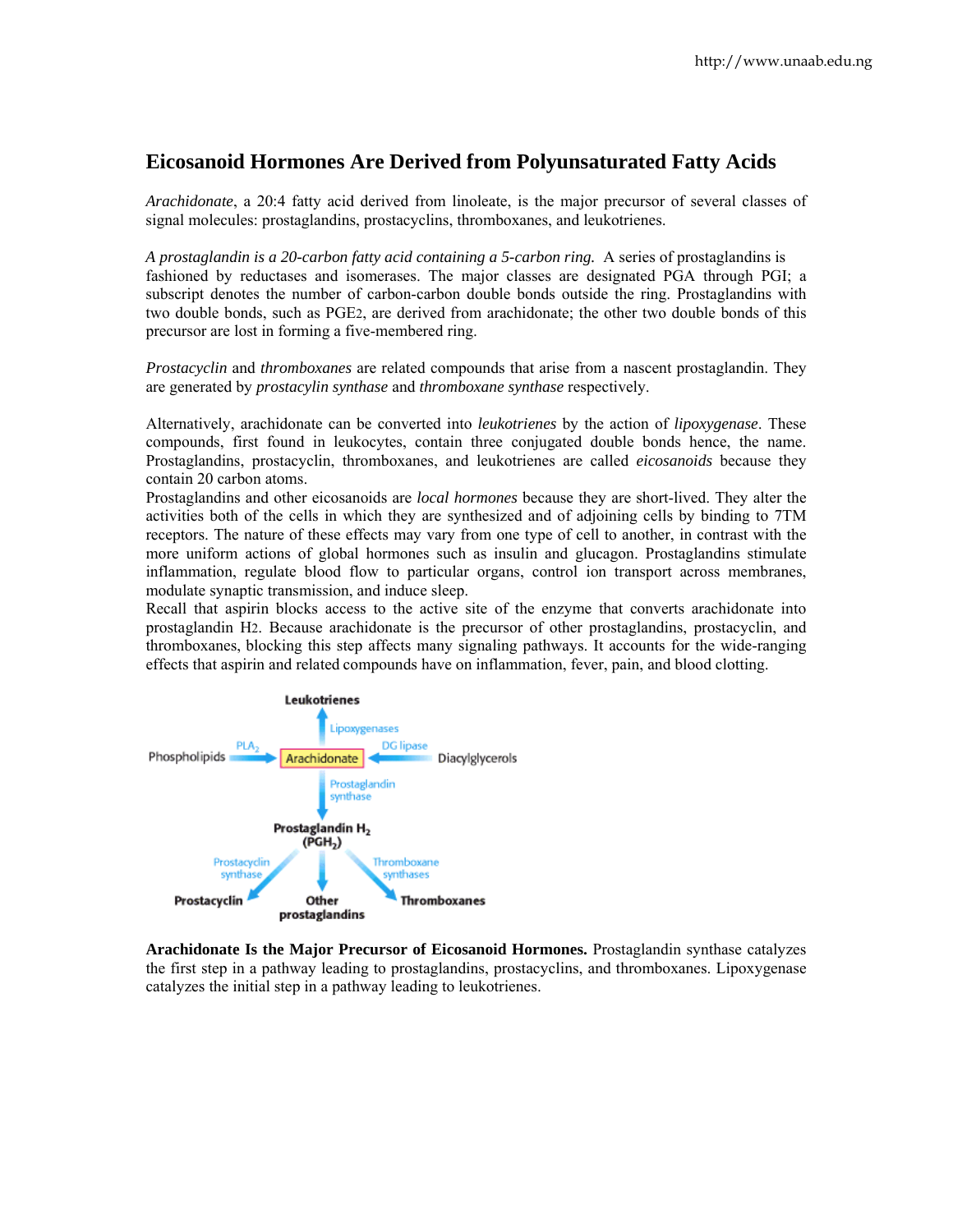## Eicosanoid Hormones Are Derived from Polyunsaturated Fatty Acids

*Arachidonate*, a 20:4 fatty acid derived from linoleate, is the major precursor of several classes of signal molecules: prostaglandins, prostacyclins, thromboxanes, and leukotrienes.

*A prostaglandin is a 20-carbon fatty acid containing a 5-carbon ring.* A series of prostaglandins is fashioned by reductases and isomerases. The major classes are designated PGA through PGI; a subscript denotes the number of carbon-carbon double bonds outside the ring. Prostaglandins with two double bonds, such as $PGE_2$, are derived from arachidonate; the other two double bonds of this precursor are lost in forming a five-membered ring.

*Prostacyclin* and *thromboxanes* are related compounds that arise from a nascent prostaglandin. They are generated by *prostacylin synthase* and *thromboxane synthase* respectively.

Alternatively, arachidonate can be converted into *leukotrienes* by the action of *lipoxygenase*. These compounds, first found in leukocytes, contain three conjugated double bonds hence, the name. Prostaglandins, prostacyclin, thromboxanes, and leukotrienes are called *eicosanoids* because they contain 20 carbon atoms.

Prostaglandins and other eicosanoids are *local hormones* because they are short-lived. They alter the activities both of the cells in which they are synthesized and of adjoining cells by binding to 7TM receptors. The nature of these effects may vary from one type of cell to another, in contrast with the more uniform actions of global hormones such as insulin and glucagon. Prostaglandins stimulate inflammation, regulate blood flow to particular organs, control ion transport across membranes, modulate synaptic transmission, and induce sleep.

Recall that aspirin blocks access to the active site of the enzyme that converts arachidonate into prostaglandin $H_2$. Because arachidonate is the precursor of other prostaglandins, prostacyclin, and thromboxanes, blocking this step affects many signaling pathways. It accounts for the wide-ranging effects that aspirin and related compounds have on inflammation, fever, pain, and blood clotting.

**Arachidonate Is the Major Precursor of Eicosanoid Hormones.** Prostaglandin synthase catalyzes the first step in a pathway leading to prostaglandins, prostacyclins, and thromboxanes. Lipoxygenase catalyzes the initial step in a pathway leading to leukotrienes.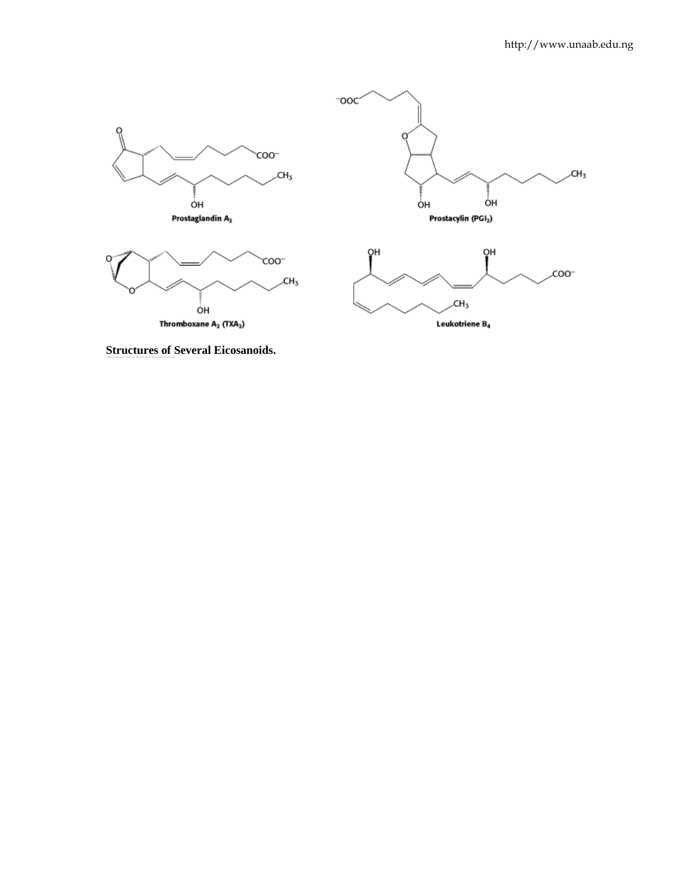Prostaglandin $A_2$

Prostacylin ($PGI_2$)

Thromboxane $A_2$ ($TXA_2$)

Leukotriene $B_4$

**Structures of Several Eicosanoids.**